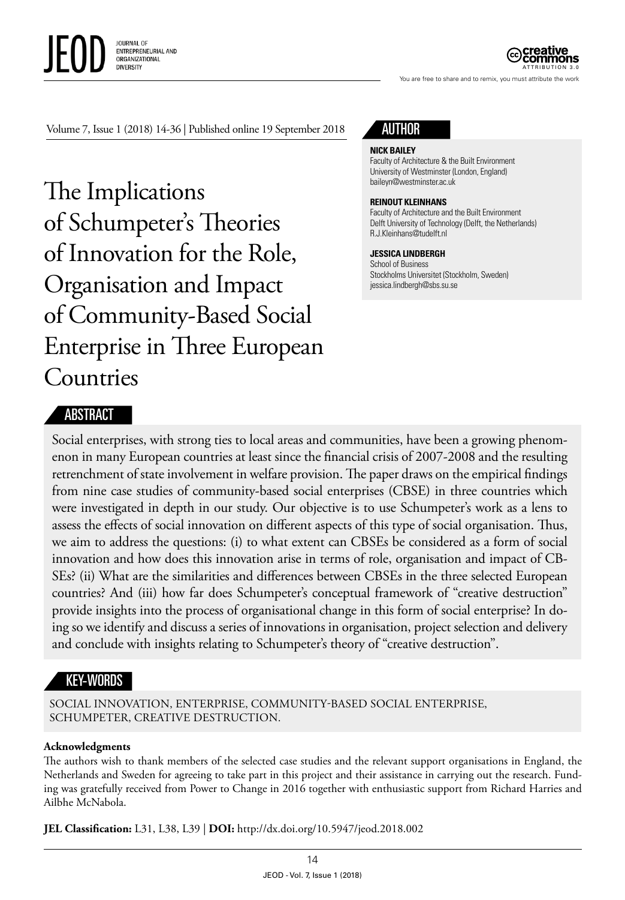Volume 7, Issue 1 (2018) 14-36 | Published online 19 September 2018

# The Implications of Schumpeter's Theories of Innovation for the Role, Organisation and Impact of Community-Based Social Enterprise in Three European Countries

## AUTHOR

**NICK BAILEY**
Faculty of Architecture & the Built Environment
University of Westminster (London, England)
baileyn@westminster.ac.uk

**REINOUT KLEINHANS**
Faculty of Architecture and the Built Environment
Delft University of Technology (Delft, the Netherlands)
R.J.Kleinhans@tudelft.nl

**JESSICA LINDBERGH**
School of Business
Stockholms Universitet (Stockholm, Sweden)
jessica.lindbergh@sbs.su.se

## ABSTRACT

Social enterprises, with strong ties to local areas and communities, have been a growing phenomenon in many European countries at least since the financial crisis of 2007-2008 and the resulting retrenchment of state involvement in welfare provision. The paper draws on the empirical findings from nine case studies of community-based social enterprises (CBSE) in three countries which were investigated in depth in our study. Our objective is to use Schumpeter's work as a lens to assess the effects of social innovation on different aspects of this type of social organisation. Thus, we aim to address the questions: (i) to what extent can CBSEs be considered as a form of social innovation and how does this innovation arise in terms of role, organisation and impact of CBSEs? (ii) What are the similarities and differences between CBSEs in the three selected European countries? And (iii) how far does Schumpeter's conceptual framework of "creative destruction" provide insights into the process of organisational change in this form of social enterprise? In doing so we identify and discuss a series of innovations in organisation, project selection and delivery and conclude with insights relating to Schumpeter's theory of "creative destruction".

## KEY-WORDS

SOCIAL INNOVATION, ENTERPRISE, COMMUNITY-BASED SOCIAL ENTERPRISE, SCHUMPETER, CREATIVE DESTRUCTION.

**Acknowledgments**
The authors wish to thank members of the selected case studies and the relevant support organisations in England, the Netherlands and Sweden for agreeing to take part in this project and their assistance in carrying out the research. Funding was gratefully received from Power to Change in 2016 together with enthusiastic support from Richard Harries and Ailbhe McNabola.

**JEL Classification:** L31, L38, L39 | **DOI:** http://dx.doi.org/10.5947/jeod.2018.002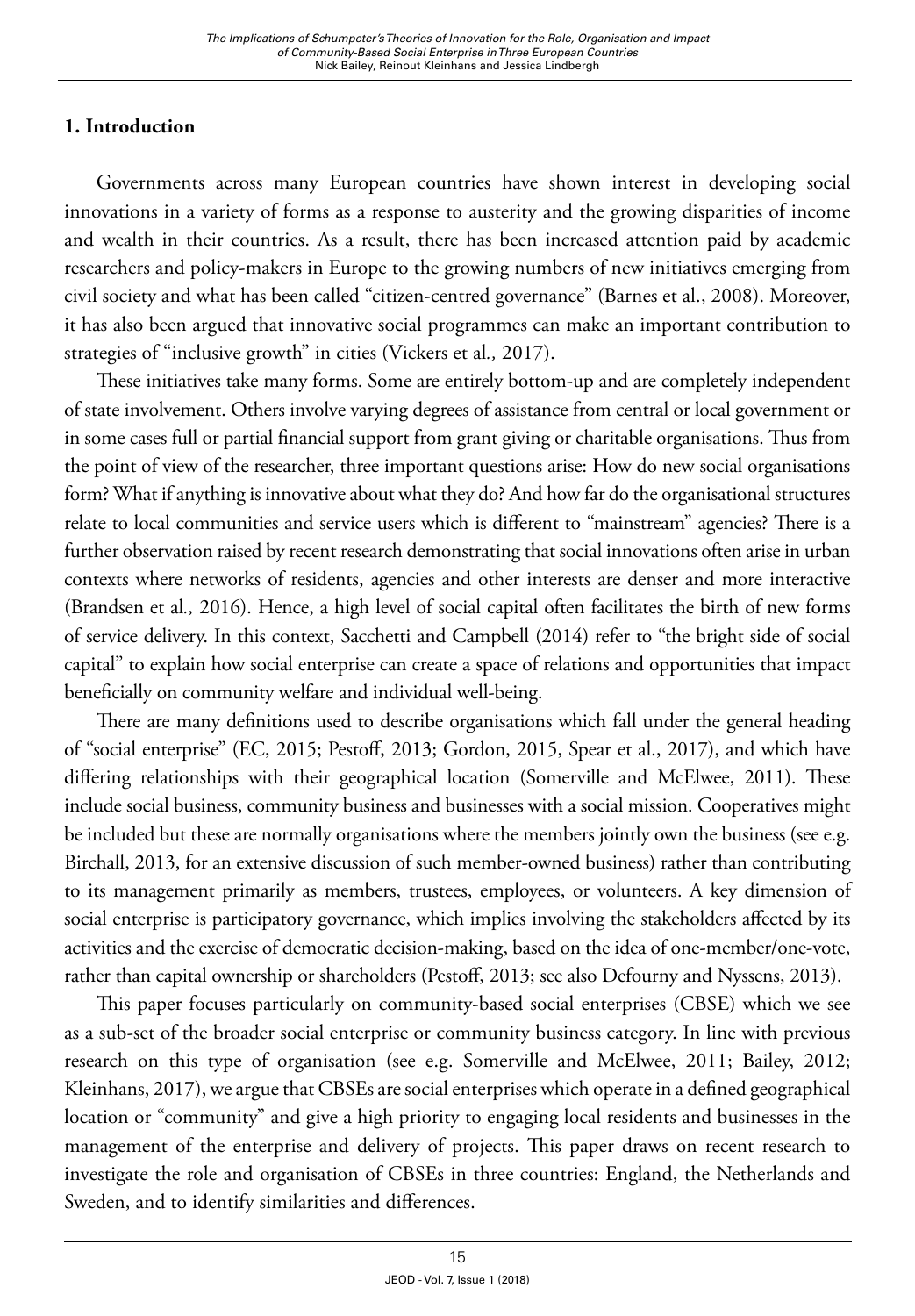## 1. Introduction

Governments across many European countries have shown interest in developing social innovations in a variety of forms as a response to austerity and the growing disparities of income and wealth in their countries. As a result, there has been increased attention paid by academic researchers and policy-makers in Europe to the growing numbers of new initiatives emerging from civil society and what has been called "citizen-centred governance" (Barnes et al., 2008). Moreover, it has also been argued that innovative social programmes can make an important contribution to strategies of "inclusive growth" in cities (Vickers et al*.,* 2017).

These initiatives take many forms. Some are entirely bottom-up and are completely independent of state involvement. Others involve varying degrees of assistance from central or local government or in some cases full or partial financial support from grant giving or charitable organisations. Thus from the point of view of the researcher, three important questions arise: How do new social organisations form? What if anything is innovative about what they do? And how far do the organisational structures relate to local communities and service users which is different to "mainstream" agencies? There is a further observation raised by recent research demonstrating that social innovations often arise in urban contexts where networks of residents, agencies and other interests are denser and more interactive (Brandsen et al*.,* 2016). Hence, a high level of social capital often facilitates the birth of new forms of service delivery. In this context, Sacchetti and Campbell (2014) refer to "the bright side of social capital" to explain how social enterprise can create a space of relations and opportunities that impact beneficially on community welfare and individual well-being.

There are many definitions used to describe organisations which fall under the general heading of "social enterprise" (EC, 2015; Pestoff, 2013; Gordon, 2015, Spear et al., 2017), and which have differing relationships with their geographical location (Somerville and McElwee, 2011). These include social business, community business and businesses with a social mission. Cooperatives might be included but these are normally organisations where the members jointly own the business (see e.g. Birchall, 2013, for an extensive discussion of such member-owned business) rather than contributing to its management primarily as members, trustees, employees, or volunteers. A key dimension of social enterprise is participatory governance, which implies involving the stakeholders affected by its activities and the exercise of democratic decision-making, based on the idea of one-member/one-vote, rather than capital ownership or shareholders (Pestoff, 2013; see also Defourny and Nyssens, 2013).

This paper focuses particularly on community-based social enterprises (CBSE) which we see as a sub-set of the broader social enterprise or community business category. In line with previous research on this type of organisation (see e.g. Somerville and McElwee, 2011; Bailey, 2012; Kleinhans, 2017), we argue that CBSEs are social enterprises which operate in a defined geographical location or "community" and give a high priority to engaging local residents and businesses in the management of the enterprise and delivery of projects. This paper draws on recent research to investigate the role and organisation of CBSEs in three countries: England, the Netherlands and Sweden, and to identify similarities and differences.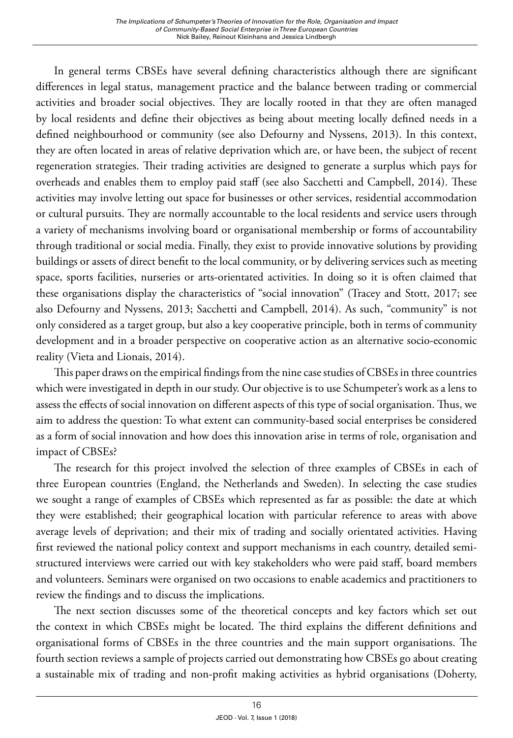In general terms CBSEs have several defining characteristics although there are significant differences in legal status, management practice and the balance between trading or commercial activities and broader social objectives. They are locally rooted in that they are often managed by local residents and define their objectives as being about meeting locally defined needs in a defined neighbourhood or community (see also Defourny and Nyssens, 2013). In this context, they are often located in areas of relative deprivation which are, or have been, the subject of recent regeneration strategies. Their trading activities are designed to generate a surplus which pays for overheads and enables them to employ paid staff (see also Sacchetti and Campbell, 2014). These activities may involve letting out space for businesses or other services, residential accommodation or cultural pursuits. They are normally accountable to the local residents and service users through a variety of mechanisms involving board or organisational membership or forms of accountability through traditional or social media. Finally, they exist to provide innovative solutions by providing buildings or assets of direct benefit to the local community, or by delivering services such as meeting space, sports facilities, nurseries or arts-orientated activities. In doing so it is often claimed that these organisations display the characteristics of "social innovation" (Tracey and Stott, 2017; see also Defourny and Nyssens, 2013; Sacchetti and Campbell, 2014). As such, "community" is not only considered as a target group, but also a key cooperative principle, both in terms of community development and in a broader perspective on cooperative action as an alternative socio-economic reality (Vieta and Lionais, 2014).

This paper draws on the empirical findings from the nine case studies of CBSEs in three countries which were investigated in depth in our study. Our objective is to use Schumpeter's work as a lens to assess the effects of social innovation on different aspects of this type of social organisation. Thus, we aim to address the question: To what extent can community-based social enterprises be considered as a form of social innovation and how does this innovation arise in terms of role, organisation and impact of CBSEs?

The research for this project involved the selection of three examples of CBSEs in each of three European countries (England, the Netherlands and Sweden). In selecting the case studies we sought a range of examples of CBSEs which represented as far as possible: the date at which they were established; their geographical location with particular reference to areas with above average levels of deprivation; and their mix of trading and socially orientated activities. Having first reviewed the national policy context and support mechanisms in each country, detailed semi-structured interviews were carried out with key stakeholders who were paid staff, board members and volunteers. Seminars were organised on two occasions to enable academics and practitioners to review the findings and to discuss the implications.

The next section discusses some of the theoretical concepts and key factors which set out the context in which CBSEs might be located. The third explains the different definitions and organisational forms of CBSEs in the three countries and the main support organisations. The fourth section reviews a sample of projects carried out demonstrating how CBSEs go about creating a sustainable mix of trading and non-profit making activities as hybrid organisations (Doherty,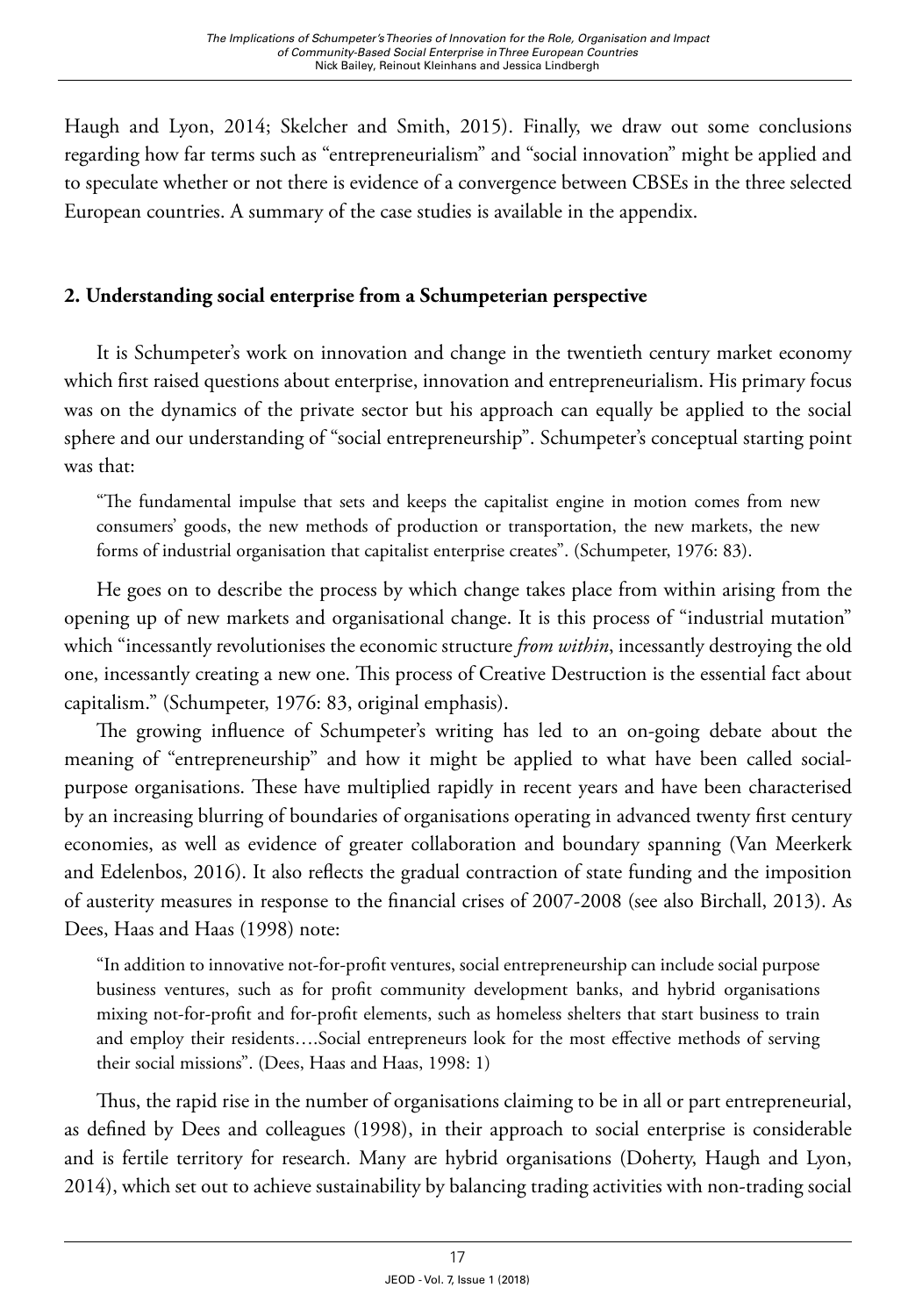Haugh and Lyon, 2014; Skelcher and Smith, 2015). Finally, we draw out some conclusions regarding how far terms such as "entrepreneurialism" and "social innovation" might be applied and to speculate whether or not there is evidence of a convergence between CBSEs in the three selected European countries. A summary of the case studies is available in the appendix.

## 2. Understanding social enterprise from a Schumpeterian perspective

It is Schumpeter's work on innovation and change in the twentieth century market economy which first raised questions about enterprise, innovation and entrepreneurialism. His primary focus was on the dynamics of the private sector but his approach can equally be applied to the social sphere and our understanding of "social entrepreneurship". Schumpeter's conceptual starting point was that:

> "The fundamental impulse that sets and keeps the capitalist engine in motion comes from new consumers' goods, the new methods of production or transportation, the new markets, the new forms of industrial organisation that capitalist enterprise creates". (Schumpeter, 1976: 83).

He goes on to describe the process by which change takes place from within arising from the opening up of new markets and organisational change. It is this process of "industrial mutation" which "incessantly revolutionises the economic structure *from within*, incessantly destroying the old one, incessantly creating a new one. This process of Creative Destruction is the essential fact about capitalism." (Schumpeter, 1976: 83, original emphasis).

The growing influence of Schumpeter's writing has led to an on-going debate about the meaning of "entrepreneurship" and how it might be applied to what have been called social-purpose organisations. These have multiplied rapidly in recent years and have been characterised by an increasing blurring of boundaries of organisations operating in advanced twenty first century economies, as well as evidence of greater collaboration and boundary spanning (Van Meerkerk and Edelenbos, 2016). It also reflects the gradual contraction of state funding and the imposition of austerity measures in response to the financial crises of 2007-2008 (see also Birchall, 2013). As Dees, Haas and Haas (1998) note:

> "In addition to innovative not-for-profit ventures, social entrepreneurship can include social purpose business ventures, such as for profit community development banks, and hybrid organisations mixing not-for-profit and for-profit elements, such as homeless shelters that start business to train and employ their residents….Social entrepreneurs look for the most effective methods of serving their social missions". (Dees, Haas and Haas, 1998: 1)

Thus, the rapid rise in the number of organisations claiming to be in all or part entrepreneurial, as defined by Dees and colleagues (1998), in their approach to social enterprise is considerable and is fertile territory for research. Many are hybrid organisations (Doherty, Haugh and Lyon, 2014), which set out to achieve sustainability by balancing trading activities with non-trading social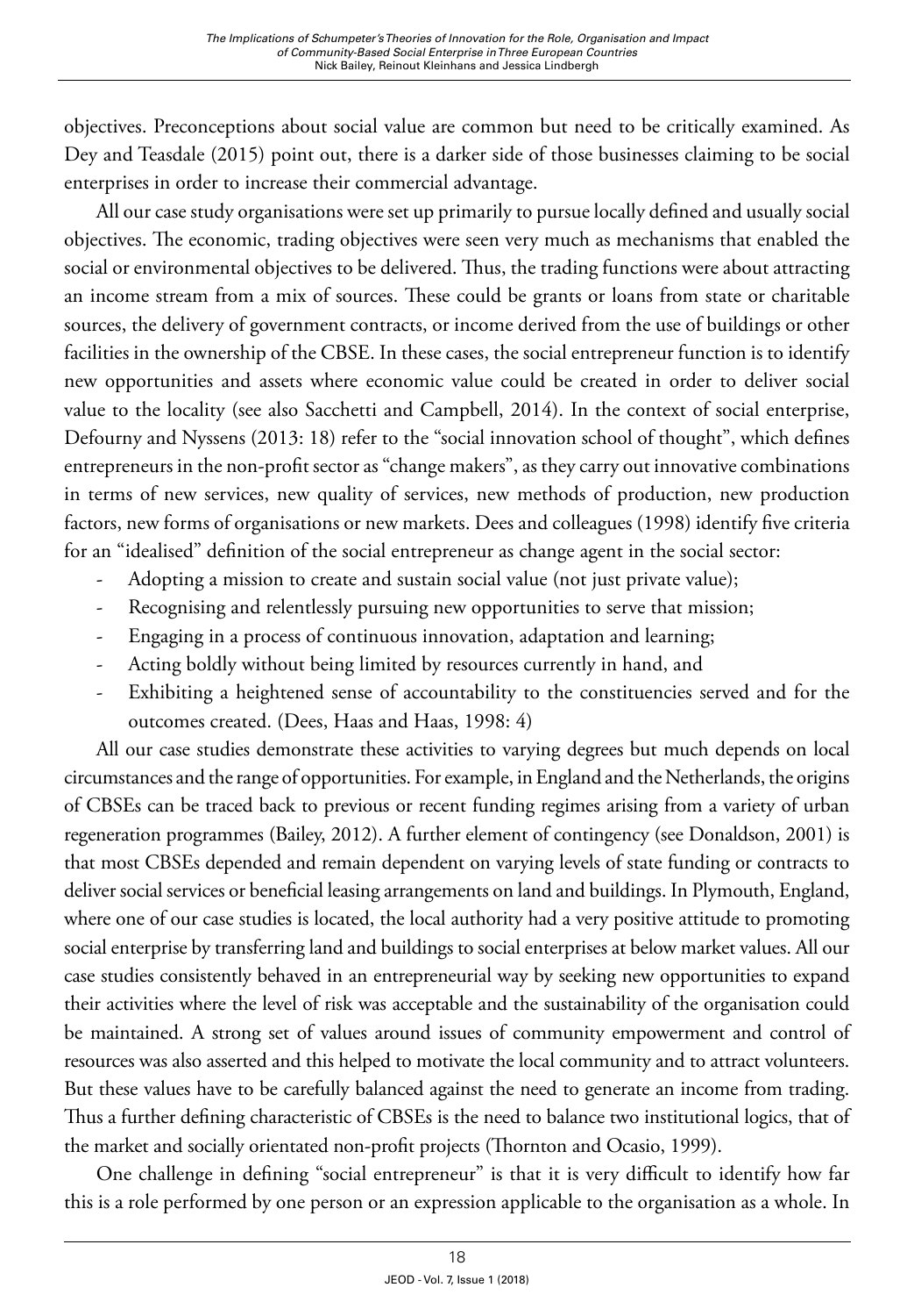objectives. Preconceptions about social value are common but need to be critically examined. As Dey and Teasdale (2015) point out, there is a darker side of those businesses claiming to be social enterprises in order to increase their commercial advantage.

All our case study organisations were set up primarily to pursue locally defined and usually social objectives. The economic, trading objectives were seen very much as mechanisms that enabled the social or environmental objectives to be delivered. Thus, the trading functions were about attracting an income stream from a mix of sources. These could be grants or loans from state or charitable sources, the delivery of government contracts, or income derived from the use of buildings or other facilities in the ownership of the CBSE. In these cases, the social entrepreneur function is to identify new opportunities and assets where economic value could be created in order to deliver social value to the locality (see also Sacchetti and Campbell, 2014). In the context of social enterprise, Defourny and Nyssens (2013: 18) refer to the "social innovation school of thought", which defines entrepreneurs in the non-profit sector as "change makers", as they carry out innovative combinations in terms of new services, new quality of services, new methods of production, new production factors, new forms of organisations or new markets. Dees and colleagues (1998) identify five criteria for an "idealised" definition of the social entrepreneur as change agent in the social sector:

- Adopting a mission to create and sustain social value (not just private value);
- Recognising and relentlessly pursuing new opportunities to serve that mission;
- Engaging in a process of continuous innovation, adaptation and learning;
- Acting boldly without being limited by resources currently in hand, and
- Exhibiting a heightened sense of accountability to the constituencies served and for the outcomes created. (Dees, Haas and Haas, 1998: 4)

All our case studies demonstrate these activities to varying degrees but much depends on local circumstances and the range of opportunities. For example, in England and the Netherlands, the origins of CBSEs can be traced back to previous or recent funding regimes arising from a variety of urban regeneration programmes (Bailey, 2012). A further element of contingency (see Donaldson, 2001) is that most CBSEs depended and remain dependent on varying levels of state funding or contracts to deliver social services or beneficial leasing arrangements on land and buildings. In Plymouth, England, where one of our case studies is located, the local authority had a very positive attitude to promoting social enterprise by transferring land and buildings to social enterprises at below market values. All our case studies consistently behaved in an entrepreneurial way by seeking new opportunities to expand their activities where the level of risk was acceptable and the sustainability of the organisation could be maintained. A strong set of values around issues of community empowerment and control of resources was also asserted and this helped to motivate the local community and to attract volunteers. But these values have to be carefully balanced against the need to generate an income from trading. Thus a further defining characteristic of CBSEs is the need to balance two institutional logics, that of the market and socially orientated non-profit projects (Thornton and Ocasio, 1999).

One challenge in defining "social entrepreneur" is that it is very difficult to identify how far this is a role performed by one person or an expression applicable to the organisation as a whole. In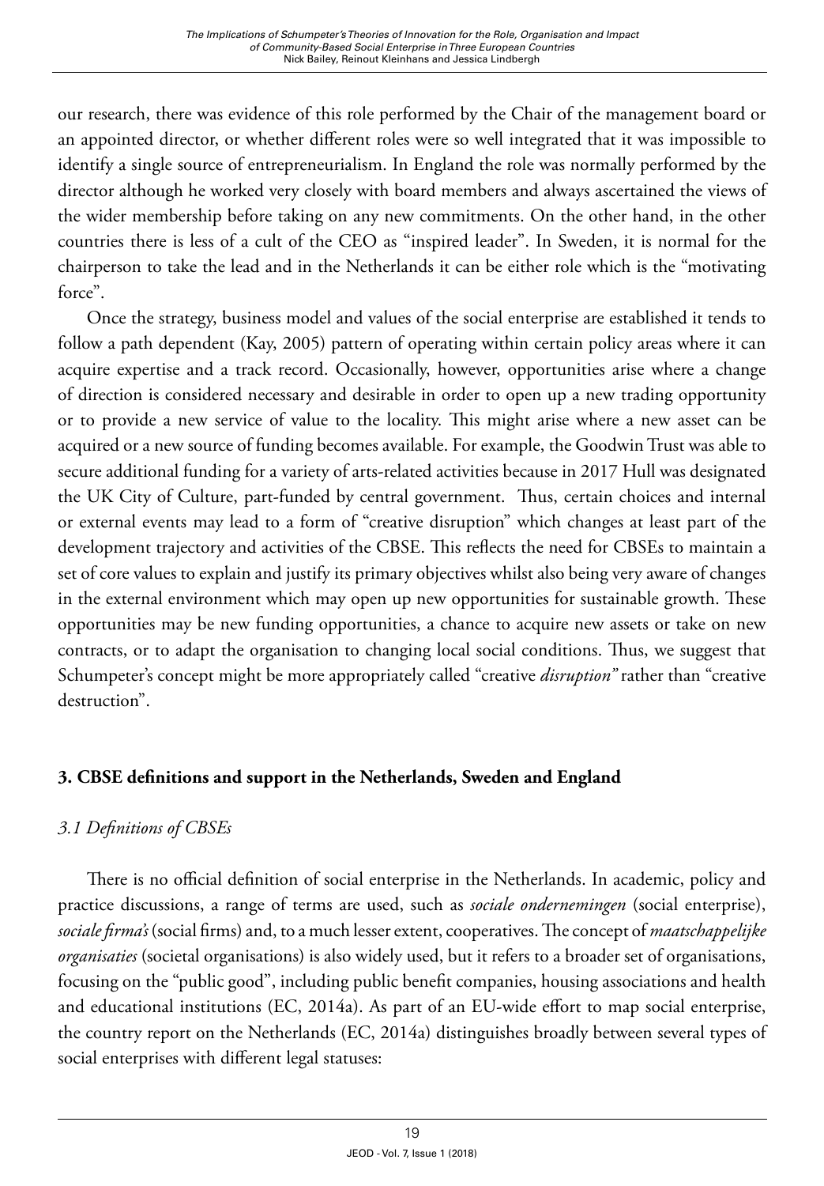our research, there was evidence of this role performed by the Chair of the management board or an appointed director, or whether different roles were so well integrated that it was impossible to identify a single source of entrepreneurialism. In England the role was normally performed by the director although he worked very closely with board members and always ascertained the views of the wider membership before taking on any new commitments. On the other hand, in the other countries there is less of a cult of the CEO as "inspired leader". In Sweden, it is normal for the chairperson to take the lead and in the Netherlands it can be either role which is the "motivating force".

Once the strategy, business model and values of the social enterprise are established it tends to follow a path dependent (Kay, 2005) pattern of operating within certain policy areas where it can acquire expertise and a track record. Occasionally, however, opportunities arise where a change of direction is considered necessary and desirable in order to open up a new trading opportunity or to provide a new service of value to the locality. This might arise where a new asset can be acquired or a new source of funding becomes available. For example, the Goodwin Trust was able to secure additional funding for a variety of arts-related activities because in 2017 Hull was designated the UK City of Culture, part-funded by central government. Thus, certain choices and internal or external events may lead to a form of "creative disruption" which changes at least part of the development trajectory and activities of the CBSE. This reflects the need for CBSEs to maintain a set of core values to explain and justify its primary objectives whilst also being very aware of changes in the external environment which may open up new opportunities for sustainable growth. These opportunities may be new funding opportunities, a chance to acquire new assets or take on new contracts, or to adapt the organisation to changing local social conditions. Thus, we suggest that Schumpeter's concept might be more appropriately called "creative *disruption"* rather than "creative destruction".

## 3. CBSE definitions and support in the Netherlands, Sweden and England

### *3.1 Definitions of CBSEs*

There is no official definition of social enterprise in the Netherlands. In academic, policy and practice discussions, a range of terms are used, such as *sociale ondernemingen* (social enterprise), *sociale firma's* (social firms) and, to a much lesser extent, cooperatives. The concept of *maatschappelijke organisaties* (societal organisations) is also widely used, but it refers to a broader set of organisations, focusing on the "public good", including public benefit companies, housing associations and health and educational institutions (EC, 2014a). As part of an EU-wide effort to map social enterprise, the country report on the Netherlands (EC, 2014a) distinguishes broadly between several types of social enterprises with different legal statuses: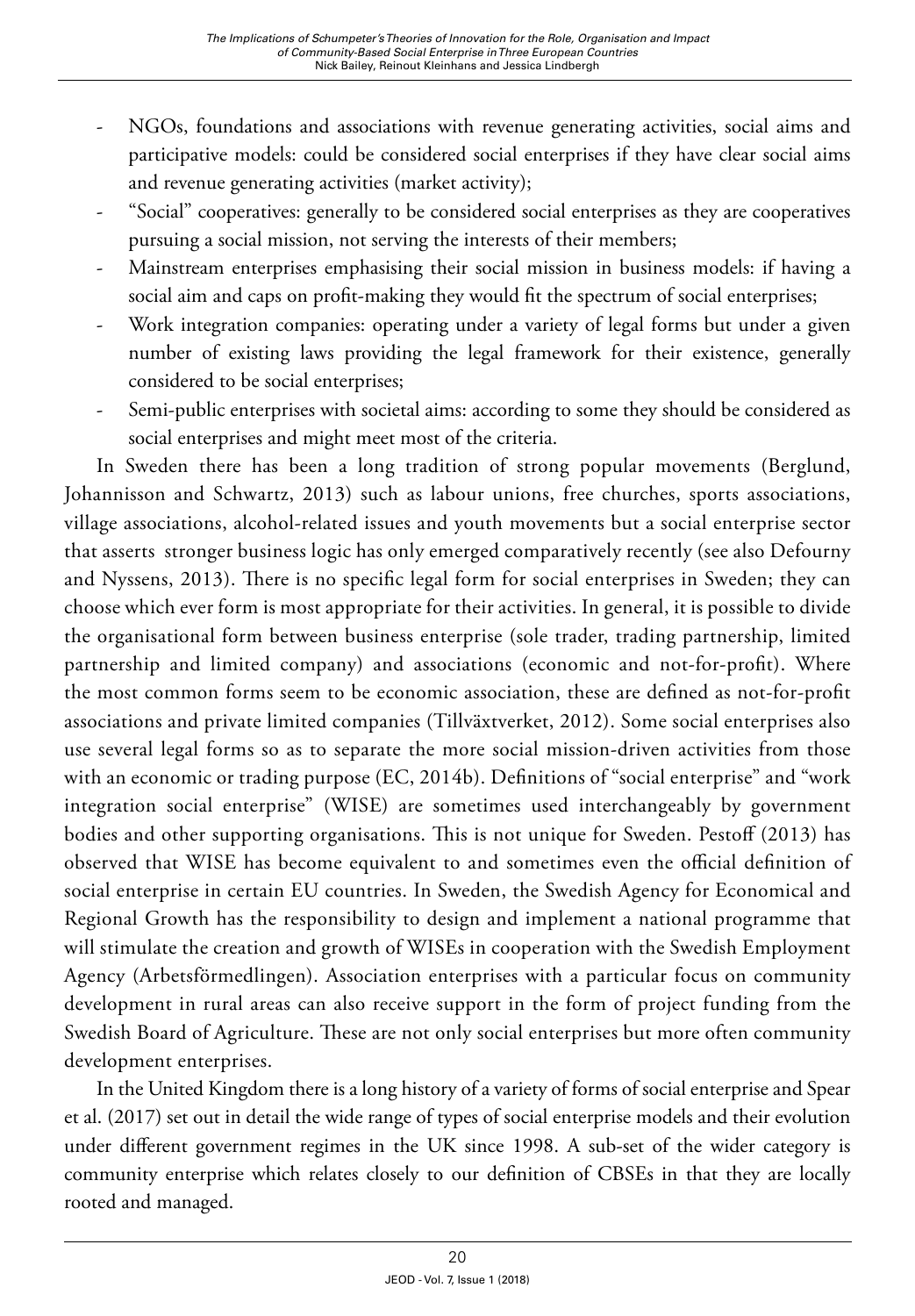- NGOs, foundations and associations with revenue generating activities, social aims and participative models: could be considered social enterprises if they have clear social aims and revenue generating activities (market activity);
- "Social" cooperatives: generally to be considered social enterprises as they are cooperatives pursuing a social mission, not serving the interests of their members;
- Mainstream enterprises emphasising their social mission in business models: if having a social aim and caps on profit-making they would fit the spectrum of social enterprises;
- Work integration companies: operating under a variety of legal forms but under a given number of existing laws providing the legal framework for their existence, generally considered to be social enterprises;
- Semi-public enterprises with societal aims: according to some they should be considered as social enterprises and might meet most of the criteria.

In Sweden there has been a long tradition of strong popular movements (Berglund, Johannisson and Schwartz, 2013) such as labour unions, free churches, sports associations, village associations, alcohol-related issues and youth movements but a social enterprise sector that asserts stronger business logic has only emerged comparatively recently (see also Defourny and Nyssens, 2013). There is no specific legal form for social enterprises in Sweden; they can choose which ever form is most appropriate for their activities. In general, it is possible to divide the organisational form between business enterprise (sole trader, trading partnership, limited partnership and limited company) and associations (economic and not-for-profit). Where the most common forms seem to be economic association, these are defined as not-for-profit associations and private limited companies (Tillväxtverket, 2012). Some social enterprises also use several legal forms so as to separate the more social mission-driven activities from those with an economic or trading purpose (EC, 2014b). Definitions of "social enterprise" and "work integration social enterprise" (WISE) are sometimes used interchangeably by government bodies and other supporting organisations. This is not unique for Sweden. Pestoff (2013) has observed that WISE has become equivalent to and sometimes even the official definition of social enterprise in certain EU countries. In Sweden, the Swedish Agency for Economical and Regional Growth has the responsibility to design and implement a national programme that will stimulate the creation and growth of WISEs in cooperation with the Swedish Employment Agency (Arbetsförmedlingen). Association enterprises with a particular focus on community development in rural areas can also receive support in the form of project funding from the Swedish Board of Agriculture. These are not only social enterprises but more often community development enterprises.

In the United Kingdom there is a long history of a variety of forms of social enterprise and Spear et al. (2017) set out in detail the wide range of types of social enterprise models and their evolution under different government regimes in the UK since 1998. A sub-set of the wider category is community enterprise which relates closely to our definition of CBSEs in that they are locally rooted and managed.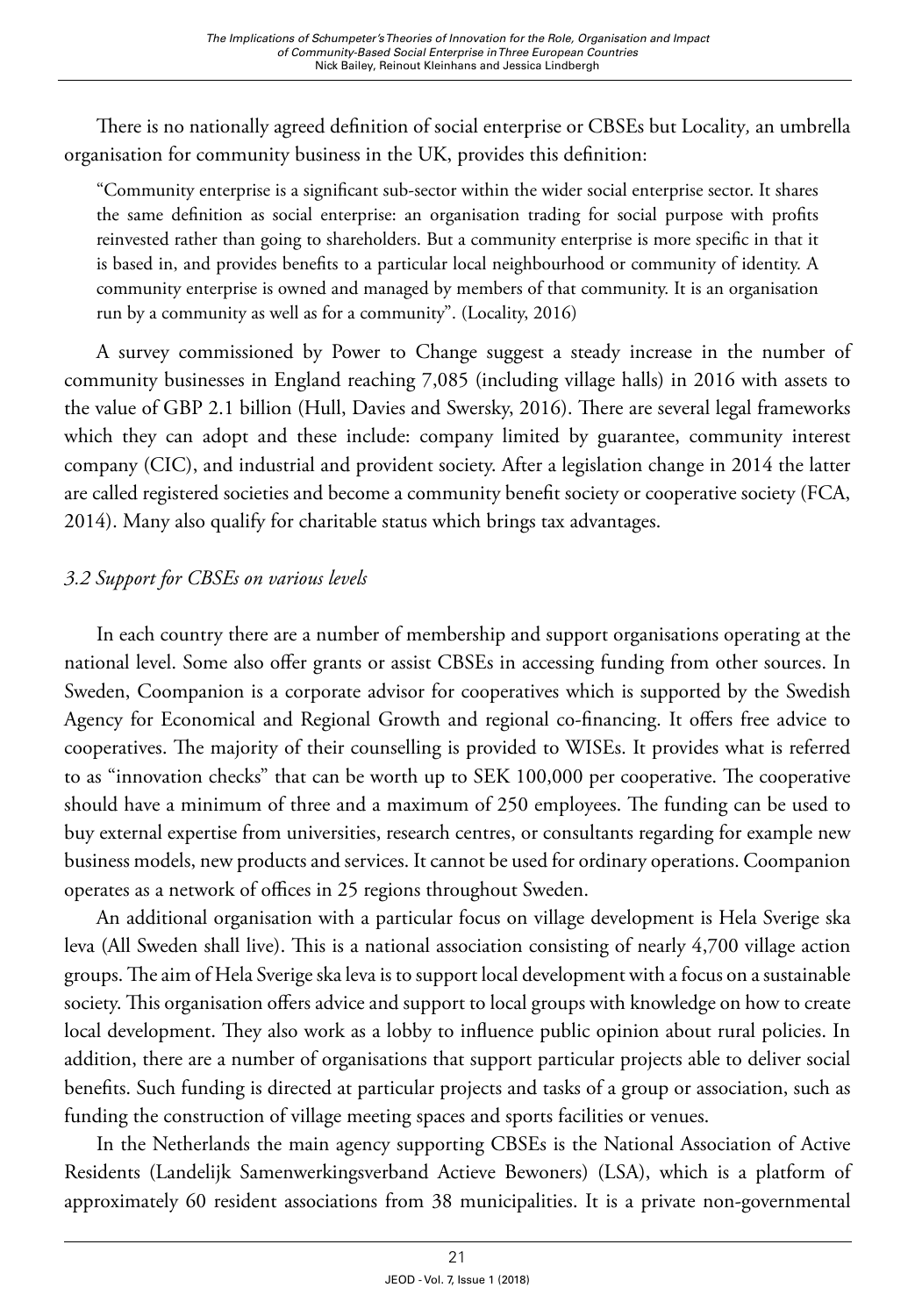There is no nationally agreed definition of social enterprise or CBSEs but Locality, an umbrella organisation for community business in the UK, provides this definition:

> "Community enterprise is a significant sub-sector within the wider social enterprise sector. It shares the same definition as social enterprise: an organisation trading for social purpose with profits reinvested rather than going to shareholders. But a community enterprise is more specific in that it is based in, and provides benefits to a particular local neighbourhood or community of identity. A community enterprise is owned and managed by members of that community. It is an organisation run by a community as well as for a community". (Locality, 2016)

A survey commissioned by Power to Change suggest a steady increase in the number of community businesses in England reaching 7,085 (including village halls) in 2016 with assets to the value of GBP 2.1 billion (Hull, Davies and Swersky, 2016). There are several legal frameworks which they can adopt and these include: company limited by guarantee, community interest company (CIC), and industrial and provident society. After a legislation change in 2014 the latter are called registered societies and become a community benefit society or cooperative society (FCA, 2014). Many also qualify for charitable status which brings tax advantages.

### *3.2 Support for CBSEs on various levels*

In each country there are a number of membership and support organisations operating at the national level. Some also offer grants or assist CBSEs in accessing funding from other sources. In Sweden, Coompanion is a corporate advisor for cooperatives which is supported by the Swedish Agency for Economical and Regional Growth and regional co-financing. It offers free advice to cooperatives. The majority of their counselling is provided to WISEs. It provides what is referred to as "innovation checks" that can be worth up to SEK 100,000 per cooperative. The cooperative should have a minimum of three and a maximum of 250 employees. The funding can be used to buy external expertise from universities, research centres, or consultants regarding for example new business models, new products and services. It cannot be used for ordinary operations. Coompanion operates as a network of offices in 25 regions throughout Sweden.

An additional organisation with a particular focus on village development is Hela Sverige ska leva (All Sweden shall live). This is a national association consisting of nearly 4,700 village action groups. The aim of Hela Sverige ska leva is to support local development with a focus on a sustainable society. This organisation offers advice and support to local groups with knowledge on how to create local development. They also work as a lobby to influence public opinion about rural policies. In addition, there are a number of organisations that support particular projects able to deliver social benefits. Such funding is directed at particular projects and tasks of a group or association, such as funding the construction of village meeting spaces and sports facilities or venues.

In the Netherlands the main agency supporting CBSEs is the National Association of Active Residents (Landelijk Samenwerkingsverband Actieve Bewoners) (LSA), which is a platform of approximately 60 resident associations from 38 municipalities. It is a private non-governmental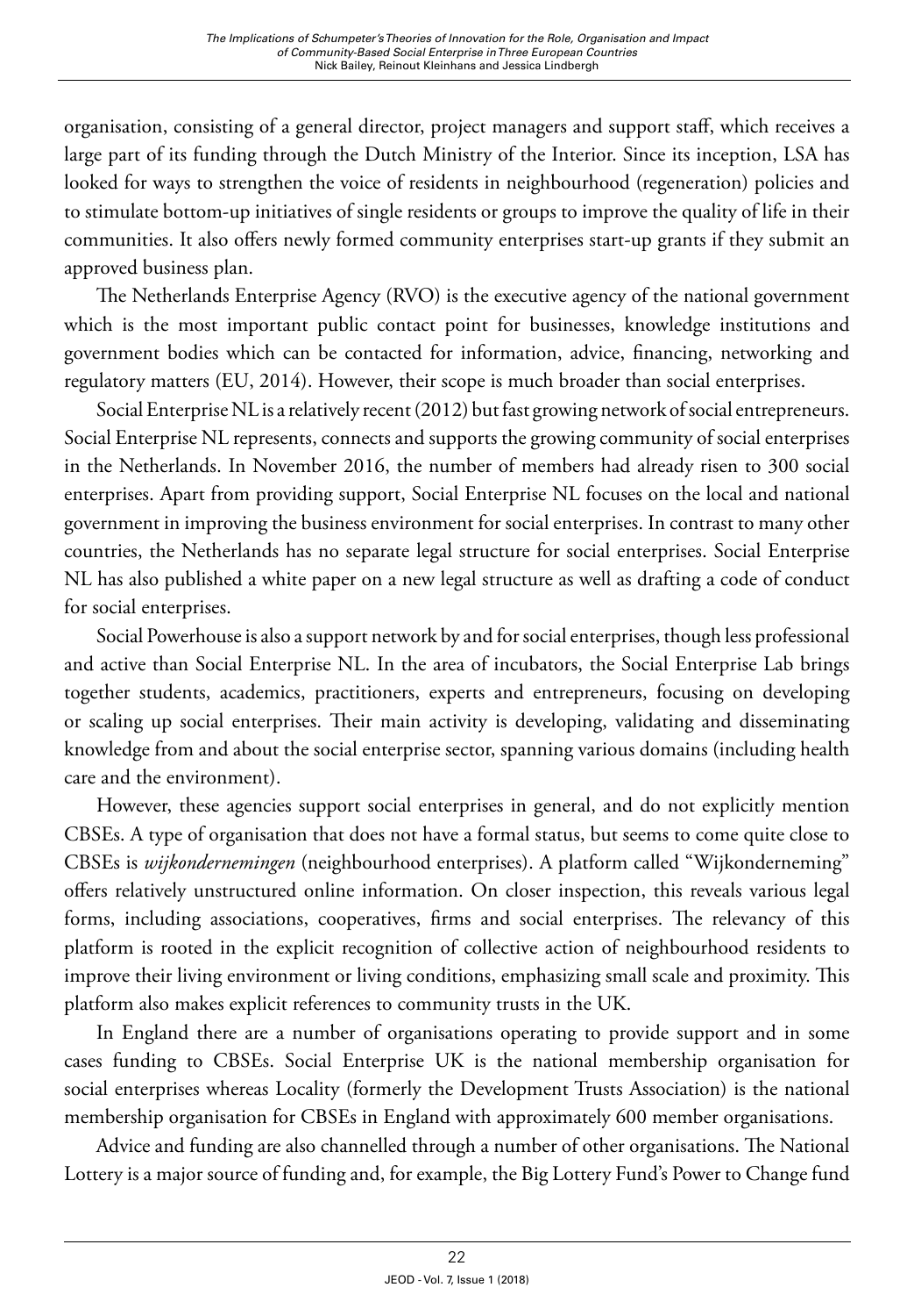organisation, consisting of a general director, project managers and support staff, which receives a large part of its funding through the Dutch Ministry of the Interior. Since its inception, LSA has looked for ways to strengthen the voice of residents in neighbourhood (regeneration) policies and to stimulate bottom-up initiatives of single residents or groups to improve the quality of life in their communities. It also offers newly formed community enterprises start-up grants if they submit an approved business plan.

The Netherlands Enterprise Agency (RVO) is the executive agency of the national government which is the most important public contact point for businesses, knowledge institutions and government bodies which can be contacted for information, advice, financing, networking and regulatory matters (EU, 2014). However, their scope is much broader than social enterprises.

Social Enterprise NL is a relatively recent (2012) but fast growing network of social entrepreneurs. Social Enterprise NL represents, connects and supports the growing community of social enterprises in the Netherlands. In November 2016, the number of members had already risen to 300 social enterprises. Apart from providing support, Social Enterprise NL focuses on the local and national government in improving the business environment for social enterprises. In contrast to many other countries, the Netherlands has no separate legal structure for social enterprises. Social Enterprise NL has also published a white paper on a new legal structure as well as drafting a code of conduct for social enterprises.

Social Powerhouse is also a support network by and for social enterprises, though less professional and active than Social Enterprise NL. In the area of incubators, the Social Enterprise Lab brings together students, academics, practitioners, experts and entrepreneurs, focusing on developing or scaling up social enterprises. Their main activity is developing, validating and disseminating knowledge from and about the social enterprise sector, spanning various domains (including health care and the environment).

However, these agencies support social enterprises in general, and do not explicitly mention CBSEs. A type of organisation that does not have a formal status, but seems to come quite close to CBSEs is *wijkondernemingen* (neighbourhood enterprises). A platform called "Wijkonderneming" offers relatively unstructured online information. On closer inspection, this reveals various legal forms, including associations, cooperatives, firms and social enterprises. The relevancy of this platform is rooted in the explicit recognition of collective action of neighbourhood residents to improve their living environment or living conditions, emphasizing small scale and proximity. This platform also makes explicit references to community trusts in the UK.

In England there are a number of organisations operating to provide support and in some cases funding to CBSEs. Social Enterprise UK is the national membership organisation for social enterprises whereas Locality (formerly the Development Trusts Association) is the national membership organisation for CBSEs in England with approximately 600 member organisations.

Advice and funding are also channelled through a number of other organisations. The National Lottery is a major source of funding and, for example, the Big Lottery Fund's Power to Change fund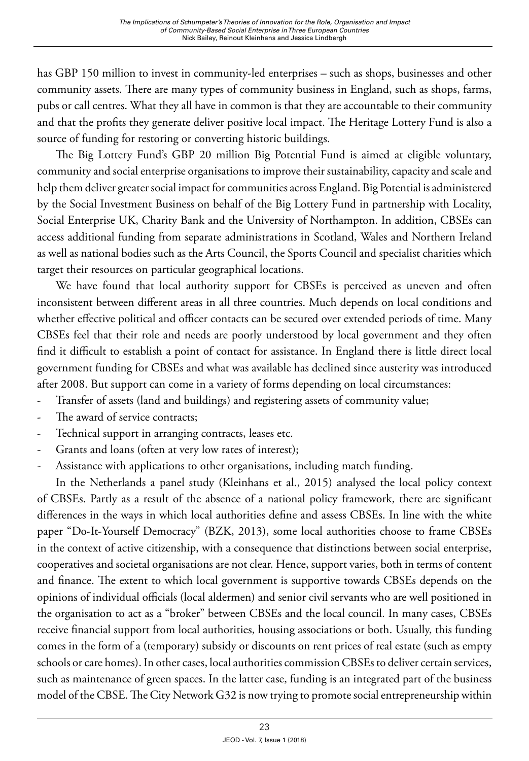has GBP 150 million to invest in community-led enterprises – such as shops, businesses and other community assets. There are many types of community business in England, such as shops, farms, pubs or call centres. What they all have in common is that they are accountable to their community and that the profits they generate deliver positive local impact. The Heritage Lottery Fund is also a source of funding for restoring or converting historic buildings.

The Big Lottery Fund's GBP 20 million Big Potential Fund is aimed at eligible voluntary, community and social enterprise organisations to improve their sustainability, capacity and scale and help them deliver greater social impact for communities across England. Big Potential is administered by the Social Investment Business on behalf of the Big Lottery Fund in partnership with Locality, Social Enterprise UK, Charity Bank and the University of Northampton. In addition, CBSEs can access additional funding from separate administrations in Scotland, Wales and Northern Ireland as well as national bodies such as the Arts Council, the Sports Council and specialist charities which target their resources on particular geographical locations.

We have found that local authority support for CBSEs is perceived as uneven and often inconsistent between different areas in all three countries. Much depends on local conditions and whether effective political and officer contacts can be secured over extended periods of time. Many CBSEs feel that their role and needs are poorly understood by local government and they often find it difficult to establish a point of contact for assistance. In England there is little direct local government funding for CBSEs and what was available has declined since austerity was introduced after 2008. But support can come in a variety of forms depending on local circumstances:

- Transfer of assets (land and buildings) and registering assets of community value;
- The award of service contracts;
- Technical support in arranging contracts, leases etc.
- Grants and loans (often at very low rates of interest);
- Assistance with applications to other organisations, including match funding.

In the Netherlands a panel study (Kleinhans et al., 2015) analysed the local policy context of CBSEs. Partly as a result of the absence of a national policy framework, there are significant differences in the ways in which local authorities define and assess CBSEs. In line with the white paper "Do-It-Yourself Democracy" (BZK, 2013), some local authorities choose to frame CBSEs in the context of active citizenship, with a consequence that distinctions between social enterprise, cooperatives and societal organisations are not clear. Hence, support varies, both in terms of content and finance. The extent to which local government is supportive towards CBSEs depends on the opinions of individual officials (local aldermen) and senior civil servants who are well positioned in the organisation to act as a "broker" between CBSEs and the local council. In many cases, CBSEs receive financial support from local authorities, housing associations or both. Usually, this funding comes in the form of a (temporary) subsidy or discounts on rent prices of real estate (such as empty schools or care homes). In other cases, local authorities commission CBSEs to deliver certain services, such as maintenance of green spaces. In the latter case, funding is an integrated part of the business model of the CBSE. The City Network G32 is now trying to promote social entrepreneurship within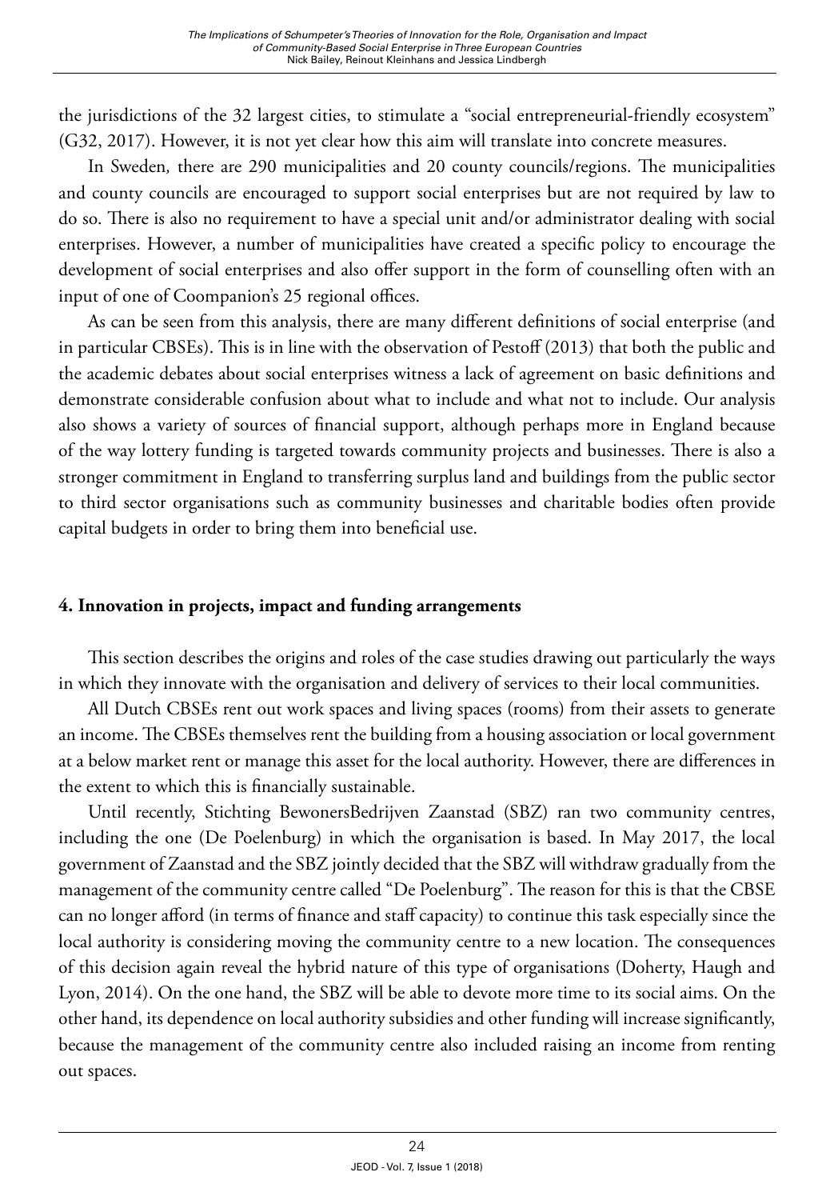the jurisdictions of the 32 largest cities, to stimulate a "social entrepreneurial-friendly ecosystem" (G32, 2017). However, it is not yet clear how this aim will translate into concrete measures.

In Sweden, there are 290 municipalities and 20 county councils/regions. The municipalities and county councils are encouraged to support social enterprises but are not required by law to do so. There is also no requirement to have a special unit and/or administrator dealing with social enterprises. However, a number of municipalities have created a specific policy to encourage the development of social enterprises and also offer support in the form of counselling often with an input of one of Coompanion's 25 regional offices.

As can be seen from this analysis, there are many different definitions of social enterprise (and in particular CBSEs). This is in line with the observation of Pestoff (2013) that both the public and the academic debates about social enterprises witness a lack of agreement on basic definitions and demonstrate considerable confusion about what to include and what not to include. Our analysis also shows a variety of sources of financial support, although perhaps more in England because of the way lottery funding is targeted towards community projects and businesses. There is also a stronger commitment in England to transferring surplus land and buildings from the public sector to third sector organisations such as community businesses and charitable bodies often provide capital budgets in order to bring them into beneficial use.

## 4. Innovation in projects, impact and funding arrangements

This section describes the origins and roles of the case studies drawing out particularly the ways in which they innovate with the organisation and delivery of services to their local communities.

All Dutch CBSEs rent out work spaces and living spaces (rooms) from their assets to generate an income. The CBSEs themselves rent the building from a housing association or local government at a below market rent or manage this asset for the local authority. However, there are differences in the extent to which this is financially sustainable.

Until recently, Stichting BewonersBedrijven Zaanstad (SBZ) ran two community centres, including the one (De Poelenburg) in which the organisation is based. In May 2017, the local government of Zaanstad and the SBZ jointly decided that the SBZ will withdraw gradually from the management of the community centre called "De Poelenburg". The reason for this is that the CBSE can no longer afford (in terms of finance and staff capacity) to continue this task especially since the local authority is considering moving the community centre to a new location. The consequences of this decision again reveal the hybrid nature of this type of organisations (Doherty, Haugh and Lyon, 2014). On the one hand, the SBZ will be able to devote more time to its social aims. On the other hand, its dependence on local authority subsidies and other funding will increase significantly, because the management of the community centre also included raising an income from renting out spaces.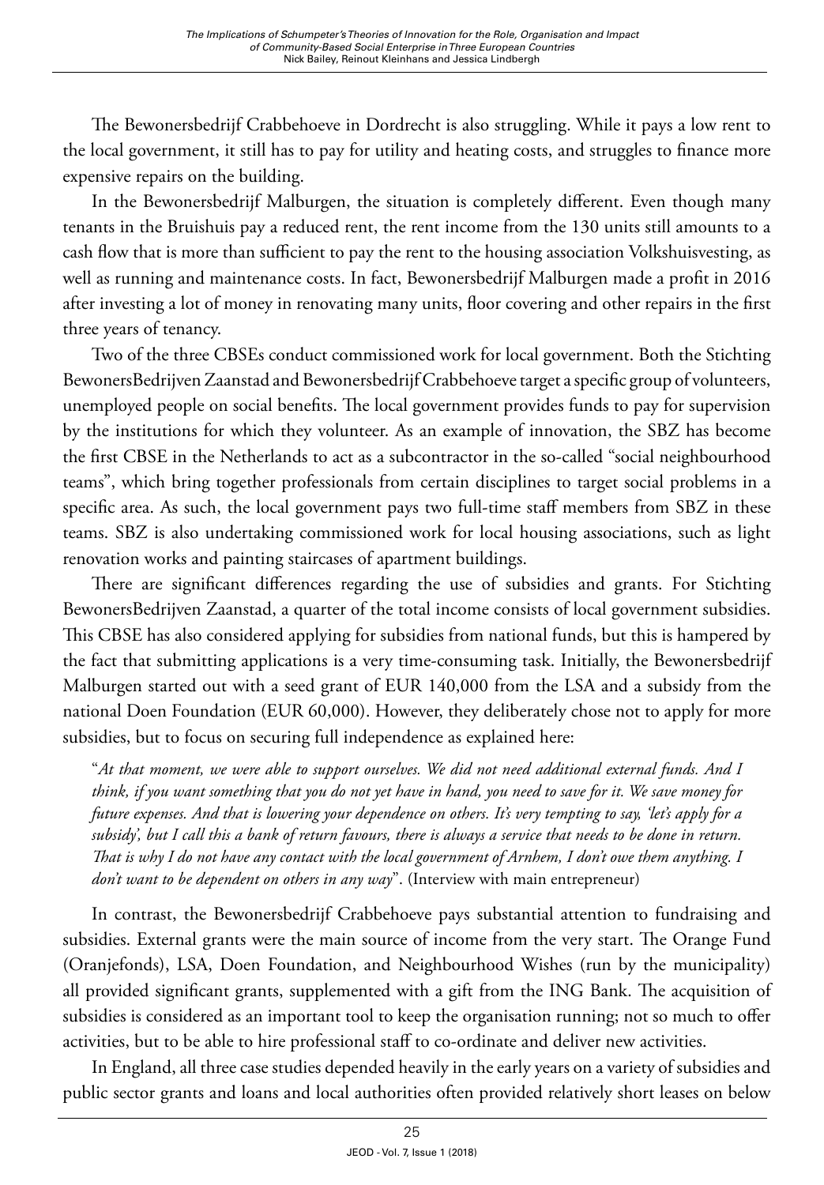The Bewonersbedrijf Crabbehoeve in Dordrecht is also struggling. While it pays a low rent to the local government, it still has to pay for utility and heating costs, and struggles to finance more expensive repairs on the building.

In the Bewonersbedrijf Malburgen, the situation is completely different. Even though many tenants in the Bruishuis pay a reduced rent, the rent income from the 130 units still amounts to a cash flow that is more than sufficient to pay the rent to the housing association Volkshuisvesting, as well as running and maintenance costs. In fact, Bewonersbedrijf Malburgen made a profit in 2016 after investing a lot of money in renovating many units, floor covering and other repairs in the first three years of tenancy.

Two of the three CBSEs conduct commissioned work for local government. Both the Stichting BewonersBedrijven Zaanstad and Bewonersbedrijf Crabbehoeve target a specific group of volunteers, unemployed people on social benefits. The local government provides funds to pay for supervision by the institutions for which they volunteer. As an example of innovation, the SBZ has become the first CBSE in the Netherlands to act as a subcontractor in the so-called "social neighbourhood teams", which bring together professionals from certain disciplines to target social problems in a specific area. As such, the local government pays two full-time staff members from SBZ in these teams. SBZ is also undertaking commissioned work for local housing associations, such as light renovation works and painting staircases of apartment buildings.

There are significant differences regarding the use of subsidies and grants. For Stichting BewonersBedrijven Zaanstad, a quarter of the total income consists of local government subsidies. This CBSE has also considered applying for subsidies from national funds, but this is hampered by the fact that submitting applications is a very time-consuming task. Initially, the Bewonersbedrijf Malburgen started out with a seed grant of EUR 140,000 from the LSA and a subsidy from the national Doen Foundation (EUR 60,000). However, they deliberately chose not to apply for more subsidies, but to focus on securing full independence as explained here:

> "*At that moment, we were able to support ourselves. We did not need additional external funds. And I think, if you want something that you do not yet have in hand, you need to save for it. We save money for future expenses. And that is lowering your dependence on others. It's very tempting to say, 'let's apply for a subsidy', but I call this a bank of return favours, there is always a service that needs to be done in return. That is why I do not have any contact with the local government of Arnhem, I don't owe them anything. I don't want to be dependent on others in any way*". (Interview with main entrepreneur)

In contrast, the Bewonersbedrijf Crabbehoeve pays substantial attention to fundraising and subsidies. External grants were the main source of income from the very start. The Orange Fund (Oranjefonds), LSA, Doen Foundation, and Neighbourhood Wishes (run by the municipality) all provided significant grants, supplemented with a gift from the ING Bank. The acquisition of subsidies is considered as an important tool to keep the organisation running; not so much to offer activities, but to be able to hire professional staff to co-ordinate and deliver new activities.

In England, all three case studies depended heavily in the early years on a variety of subsidies and public sector grants and loans and local authorities often provided relatively short leases on below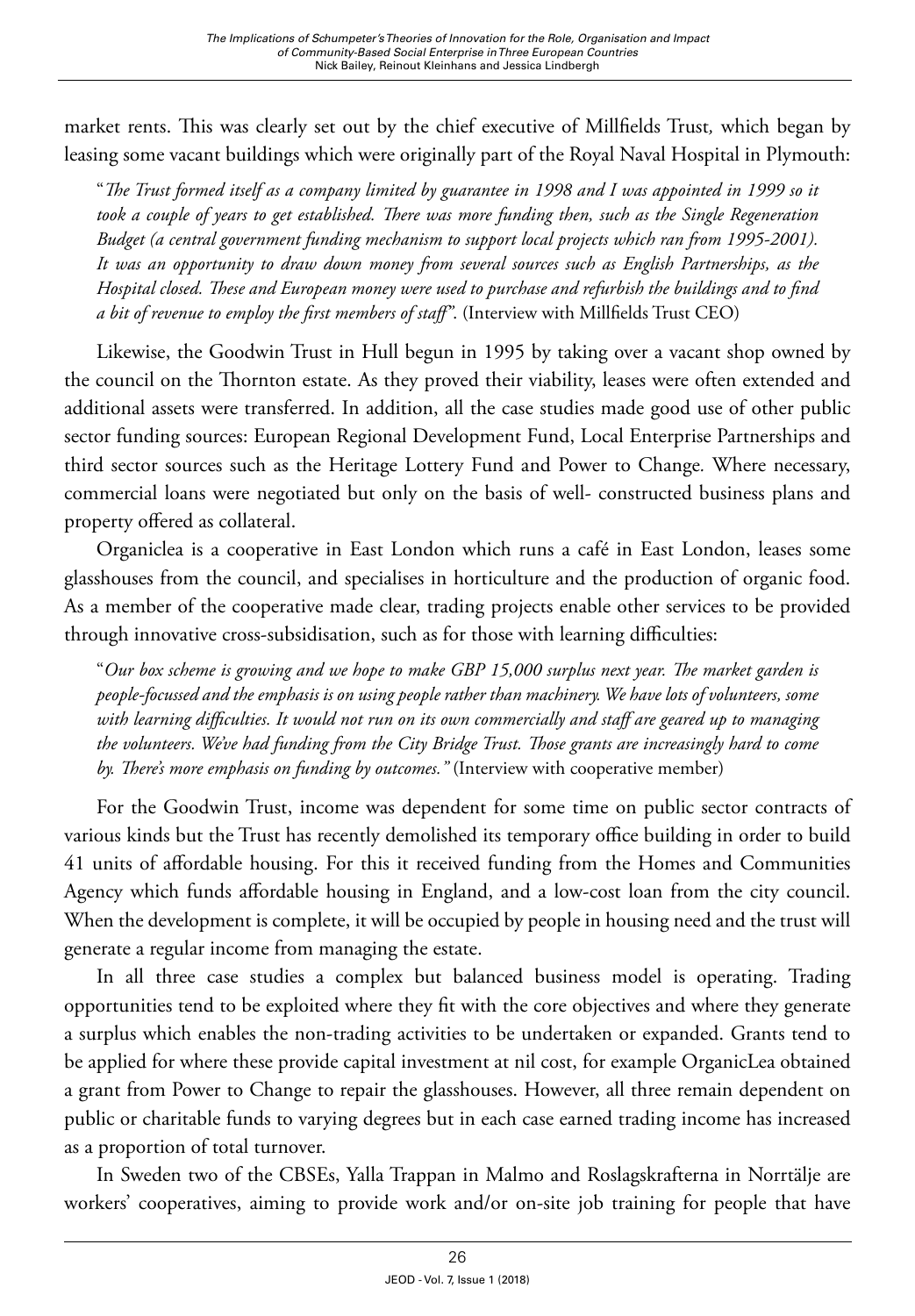market rents. This was clearly set out by the chief executive of Millfields Trust, which began by leasing some vacant buildings which were originally part of the Royal Naval Hospital in Plymouth:

> "*The Trust formed itself as a company limited by guarantee in 1998 and I was appointed in 1999 so it took a couple of years to get established. There was more funding then, such as the Single Regeneration Budget (a central government funding mechanism to support local projects which ran from 1995-2001). It was an opportunity to draw down money from several sources such as English Partnerships, as the Hospital closed. These and European money were used to purchase and refurbish the buildings and to find a bit of revenue to employ the first members of staff*". (Interview with Millfields Trust CEO)

Likewise, the Goodwin Trust in Hull begun in 1995 by taking over a vacant shop owned by the council on the Thornton estate. As they proved their viability, leases were often extended and additional assets were transferred. In addition, all the case studies made good use of other public sector funding sources: European Regional Development Fund, Local Enterprise Partnerships and third sector sources such as the Heritage Lottery Fund and Power to Change. Where necessary, commercial loans were negotiated but only on the basis of well- constructed business plans and property offered as collateral.

Organiclea is a cooperative in East London which runs a café in East London, leases some glasshouses from the council, and specialises in horticulture and the production of organic food. As a member of the cooperative made clear, trading projects enable other services to be provided through innovative cross-subsidisation, such as for those with learning difficulties:

> "*Our box scheme is growing and we hope to make GBP 15,000 surplus next year. The market garden is people-focussed and the emphasis is on using people rather than machinery. We have lots of volunteers, some with learning difficulties. It would not run on its own commercially and staff are geared up to managing the volunteers. We've had funding from the City Bridge Trust. Those grants are increasingly hard to come by. There's more emphasis on funding by outcomes."* (Interview with cooperative member)

For the Goodwin Trust, income was dependent for some time on public sector contracts of various kinds but the Trust has recently demolished its temporary office building in order to build 41 units of affordable housing. For this it received funding from the Homes and Communities Agency which funds affordable housing in England, and a low-cost loan from the city council. When the development is complete, it will be occupied by people in housing need and the trust will generate a regular income from managing the estate.

In all three case studies a complex but balanced business model is operating. Trading opportunities tend to be exploited where they fit with the core objectives and where they generate a surplus which enables the non-trading activities to be undertaken or expanded. Grants tend to be applied for where these provide capital investment at nil cost, for example OrganicLea obtained a grant from Power to Change to repair the glasshouses. However, all three remain dependent on public or charitable funds to varying degrees but in each case earned trading income has increased as a proportion of total turnover.

In Sweden two of the CBSEs, Yalla Trappan in Malmo and Roslagskrafterna in Norrtälje are workers' cooperatives, aiming to provide work and/or on-site job training for people that have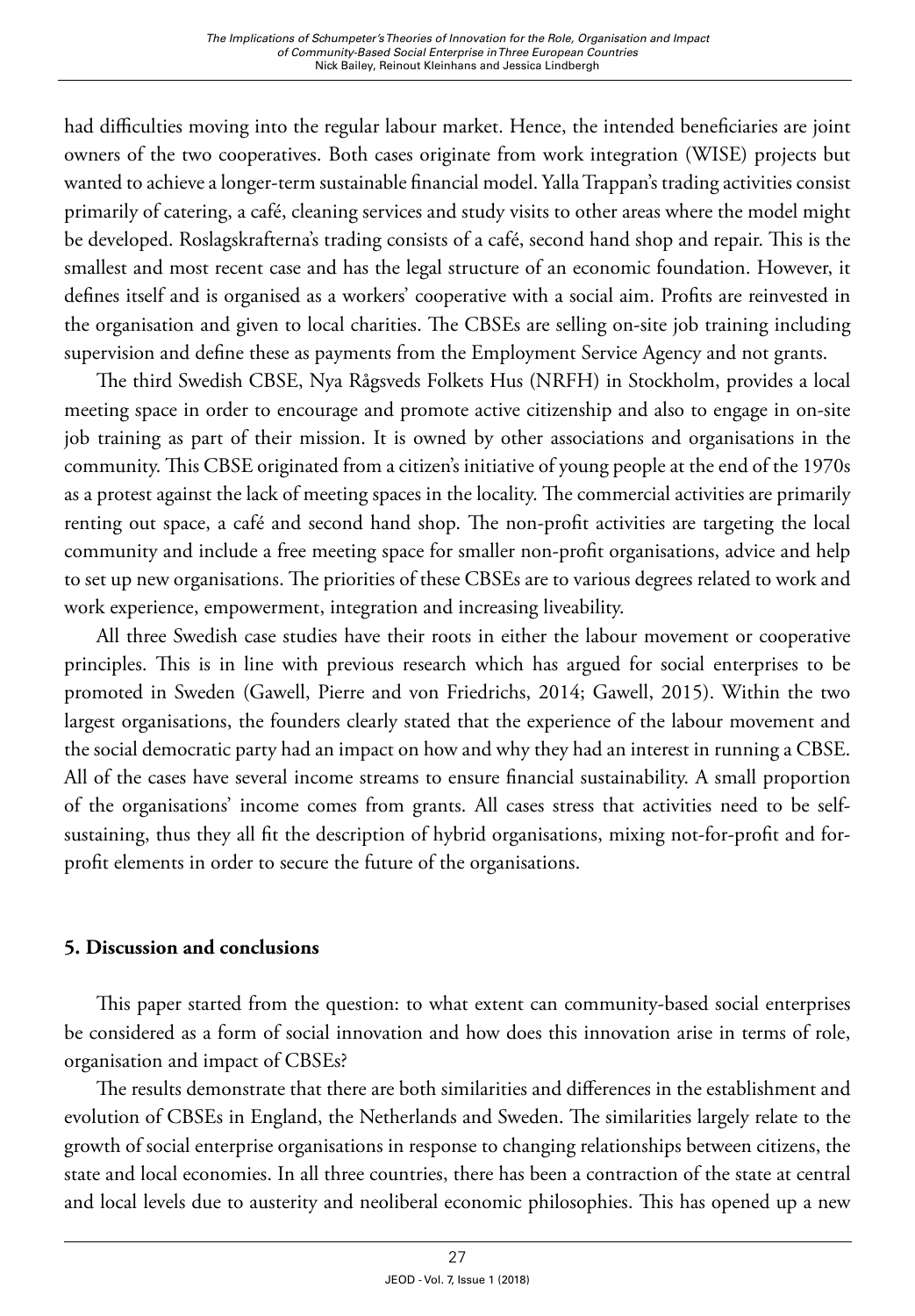had difficulties moving into the regular labour market. Hence, the intended beneficiaries are joint owners of the two cooperatives. Both cases originate from work integration (WISE) projects but wanted to achieve a longer-term sustainable financial model. Yalla Trappan's trading activities consist primarily of catering, a café, cleaning services and study visits to other areas where the model might be developed. Roslagskrafterna's trading consists of a café, second hand shop and repair. This is the smallest and most recent case and has the legal structure of an economic foundation. However, it defines itself and is organised as a workers' cooperative with a social aim. Profits are reinvested in the organisation and given to local charities. The CBSEs are selling on-site job training including supervision and define these as payments from the Employment Service Agency and not grants.

The third Swedish CBSE, Nya Rågsveds Folkets Hus (NRFH) in Stockholm, provides a local meeting space in order to encourage and promote active citizenship and also to engage in on-site job training as part of their mission. It is owned by other associations and organisations in the community. This CBSE originated from a citizen's initiative of young people at the end of the 1970s as a protest against the lack of meeting spaces in the locality. The commercial activities are primarily renting out space, a café and second hand shop. The non-profit activities are targeting the local community and include a free meeting space for smaller non-profit organisations, advice and help to set up new organisations. The priorities of these CBSEs are to various degrees related to work and work experience, empowerment, integration and increasing liveability.

All three Swedish case studies have their roots in either the labour movement or cooperative principles. This is in line with previous research which has argued for social enterprises to be promoted in Sweden (Gawell, Pierre and von Friedrichs, 2014; Gawell, 2015). Within the two largest organisations, the founders clearly stated that the experience of the labour movement and the social democratic party had an impact on how and why they had an interest in running a CBSE. All of the cases have several income streams to ensure financial sustainability. A small proportion of the organisations' income comes from grants. All cases stress that activities need to be self-sustaining, thus they all fit the description of hybrid organisations, mixing not-for-profit and for-profit elements in order to secure the future of the organisations.

## 5. Discussion and conclusions

This paper started from the question: to what extent can community-based social enterprises be considered as a form of social innovation and how does this innovation arise in terms of role, organisation and impact of CBSEs?

The results demonstrate that there are both similarities and differences in the establishment and evolution of CBSEs in England, the Netherlands and Sweden. The similarities largely relate to the growth of social enterprise organisations in response to changing relationships between citizens, the state and local economies. In all three countries, there has been a contraction of the state at central and local levels due to austerity and neoliberal economic philosophies. This has opened up a new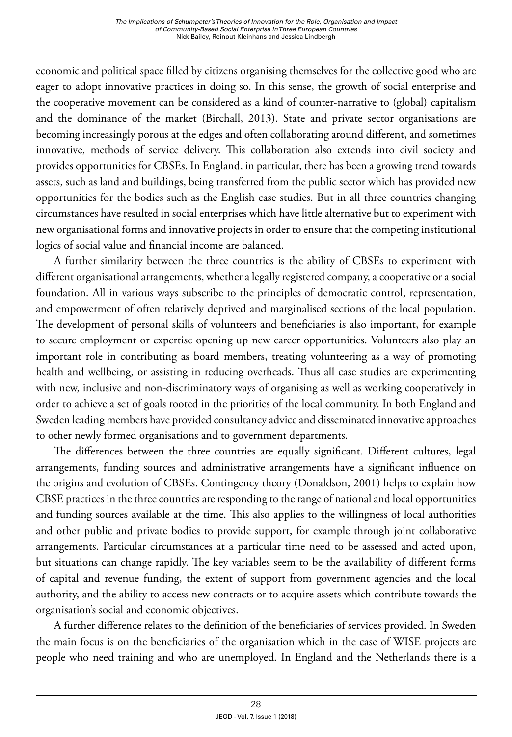economic and political space filled by citizens organising themselves for the collective good who are eager to adopt innovative practices in doing so. In this sense, the growth of social enterprise and the cooperative movement can be considered as a kind of counter-narrative to (global) capitalism and the dominance of the market (Birchall, 2013). State and private sector organisations are becoming increasingly porous at the edges and often collaborating around different, and sometimes innovative, methods of service delivery. This collaboration also extends into civil society and provides opportunities for CBSEs. In England, in particular, there has been a growing trend towards assets, such as land and buildings, being transferred from the public sector which has provided new opportunities for the bodies such as the English case studies. But in all three countries changing circumstances have resulted in social enterprises which have little alternative but to experiment with new organisational forms and innovative projects in order to ensure that the competing institutional logics of social value and financial income are balanced.

A further similarity between the three countries is the ability of CBSEs to experiment with different organisational arrangements, whether a legally registered company, a cooperative or a social foundation. All in various ways subscribe to the principles of democratic control, representation, and empowerment of often relatively deprived and marginalised sections of the local population. The development of personal skills of volunteers and beneficiaries is also important, for example to secure employment or expertise opening up new career opportunities. Volunteers also play an important role in contributing as board members, treating volunteering as a way of promoting health and wellbeing, or assisting in reducing overheads. Thus all case studies are experimenting with new, inclusive and non-discriminatory ways of organising as well as working cooperatively in order to achieve a set of goals rooted in the priorities of the local community. In both England and Sweden leading members have provided consultancy advice and disseminated innovative approaches to other newly formed organisations and to government departments.

The differences between the three countries are equally significant. Different cultures, legal arrangements, funding sources and administrative arrangements have a significant influence on the origins and evolution of CBSEs. Contingency theory (Donaldson, 2001) helps to explain how CBSE practices in the three countries are responding to the range of national and local opportunities and funding sources available at the time. This also applies to the willingness of local authorities and other public and private bodies to provide support, for example through joint collaborative arrangements. Particular circumstances at a particular time need to be assessed and acted upon, but situations can change rapidly. The key variables seem to be the availability of different forms of capital and revenue funding, the extent of support from government agencies and the local authority, and the ability to access new contracts or to acquire assets which contribute towards the organisation's social and economic objectives.

A further difference relates to the definition of the beneficiaries of services provided. In Sweden the main focus is on the beneficiaries of the organisation which in the case of WISE projects are people who need training and who are unemployed. In England and the Netherlands there is a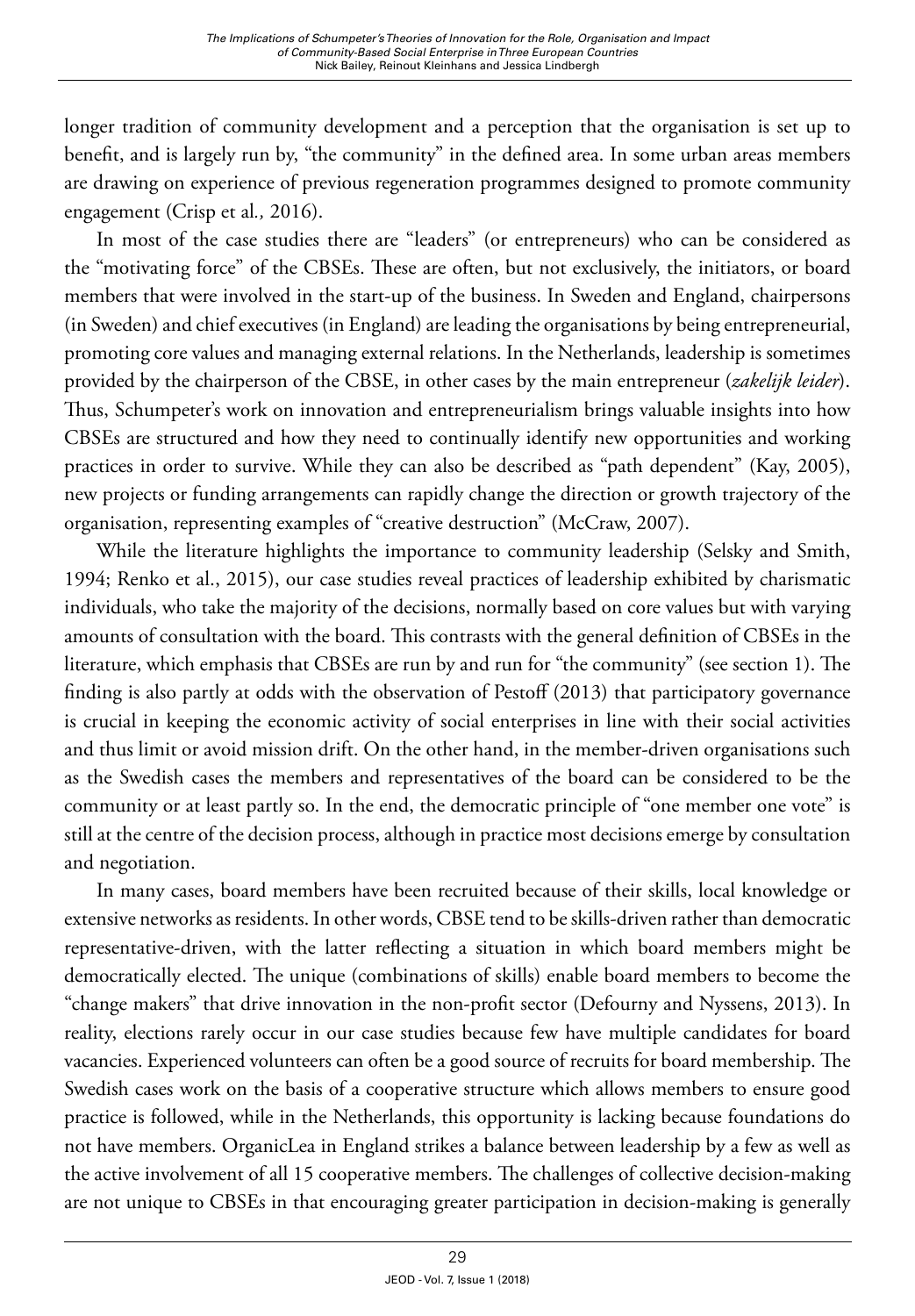longer tradition of community development and a perception that the organisation is set up to benefit, and is largely run by, "the community" in the defined area. In some urban areas members are drawing on experience of previous regeneration programmes designed to promote community engagement (Crisp et al*.,* 2016).

In most of the case studies there are "leaders" (or entrepreneurs) who can be considered as the "motivating force" of the CBSEs. These are often, but not exclusively, the initiators, or board members that were involved in the start-up of the business. In Sweden and England, chairpersons (in Sweden) and chief executives (in England) are leading the organisations by being entrepreneurial, promoting core values and managing external relations. In the Netherlands, leadership is sometimes provided by the chairperson of the CBSE, in other cases by the main entrepreneur (*zakelijk leider*). Thus, Schumpeter's work on innovation and entrepreneurialism brings valuable insights into how CBSEs are structured and how they need to continually identify new opportunities and working practices in order to survive. While they can also be described as "path dependent" (Kay, 2005), new projects or funding arrangements can rapidly change the direction or growth trajectory of the organisation, representing examples of "creative destruction" (McCraw, 2007).

While the literature highlights the importance to community leadership (Selsky and Smith, 1994; Renko et al., 2015), our case studies reveal practices of leadership exhibited by charismatic individuals, who take the majority of the decisions, normally based on core values but with varying amounts of consultation with the board. This contrasts with the general definition of CBSEs in the literature, which emphasis that CBSEs are run by and run for "the community" (see section 1). The finding is also partly at odds with the observation of Pestoff (2013) that participatory governance is crucial in keeping the economic activity of social enterprises in line with their social activities and thus limit or avoid mission drift. On the other hand, in the member-driven organisations such as the Swedish cases the members and representatives of the board can be considered to be the community or at least partly so. In the end, the democratic principle of "one member one vote" is still at the centre of the decision process, although in practice most decisions emerge by consultation and negotiation.

In many cases, board members have been recruited because of their skills, local knowledge or extensive networks as residents. In other words, CBSE tend to be skills-driven rather than democratic representative-driven, with the latter reflecting a situation in which board members might be democratically elected. The unique (combinations of skills) enable board members to become the "change makers" that drive innovation in the non-profit sector (Defourny and Nyssens, 2013). In reality, elections rarely occur in our case studies because few have multiple candidates for board vacancies. Experienced volunteers can often be a good source of recruits for board membership. The Swedish cases work on the basis of a cooperative structure which allows members to ensure good practice is followed, while in the Netherlands, this opportunity is lacking because foundations do not have members. OrganicLea in England strikes a balance between leadership by a few as well as the active involvement of all 15 cooperative members. The challenges of collective decision-making are not unique to CBSEs in that encouraging greater participation in decision-making is generally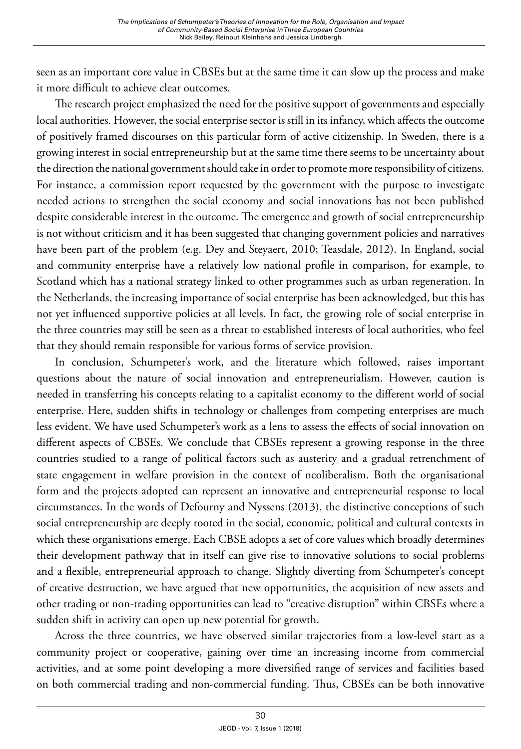seen as an important core value in CBSEs but at the same time it can slow up the process and make it more difficult to achieve clear outcomes.

The research project emphasized the need for the positive support of governments and especially local authorities. However, the social enterprise sector is still in its infancy, which affects the outcome of positively framed discourses on this particular form of active citizenship. In Sweden, there is a growing interest in social entrepreneurship but at the same time there seems to be uncertainty about the direction the national government should take in order to promote more responsibility of citizens. For instance, a commission report requested by the government with the purpose to investigate needed actions to strengthen the social economy and social innovations has not been published despite considerable interest in the outcome. The emergence and growth of social entrepreneurship is not without criticism and it has been suggested that changing government policies and narratives have been part of the problem (e.g. Dey and Steyaert, 2010; Teasdale, 2012). In England, social and community enterprise have a relatively low national profile in comparison, for example, to Scotland which has a national strategy linked to other programmes such as urban regeneration. In the Netherlands, the increasing importance of social enterprise has been acknowledged, but this has not yet influenced supportive policies at all levels. In fact, the growing role of social enterprise in the three countries may still be seen as a threat to established interests of local authorities, who feel that they should remain responsible for various forms of service provision.

In conclusion, Schumpeter's work, and the literature which followed, raises important questions about the nature of social innovation and entrepreneurialism. However, caution is needed in transferring his concepts relating to a capitalist economy to the different world of social enterprise. Here, sudden shifts in technology or challenges from competing enterprises are much less evident. We have used Schumpeter's work as a lens to assess the effects of social innovation on different aspects of CBSEs. We conclude that CBSEs represent a growing response in the three countries studied to a range of political factors such as austerity and a gradual retrenchment of state engagement in welfare provision in the context of neoliberalism. Both the organisational form and the projects adopted can represent an innovative and entrepreneurial response to local circumstances. In the words of Defourny and Nyssens (2013), the distinctive conceptions of such social entrepreneurship are deeply rooted in the social, economic, political and cultural contexts in which these organisations emerge. Each CBSE adopts a set of core values which broadly determines their development pathway that in itself can give rise to innovative solutions to social problems and a flexible, entrepreneurial approach to change. Slightly diverting from Schumpeter's concept of creative destruction, we have argued that new opportunities, the acquisition of new assets and other trading or non-trading opportunities can lead to "creative disruption" within CBSEs where a sudden shift in activity can open up new potential for growth.

Across the three countries, we have observed similar trajectories from a low-level start as a community project or cooperative, gaining over time an increasing income from commercial activities, and at some point developing a more diversified range of services and facilities based on both commercial trading and non-commercial funding. Thus, CBSEs can be both innovative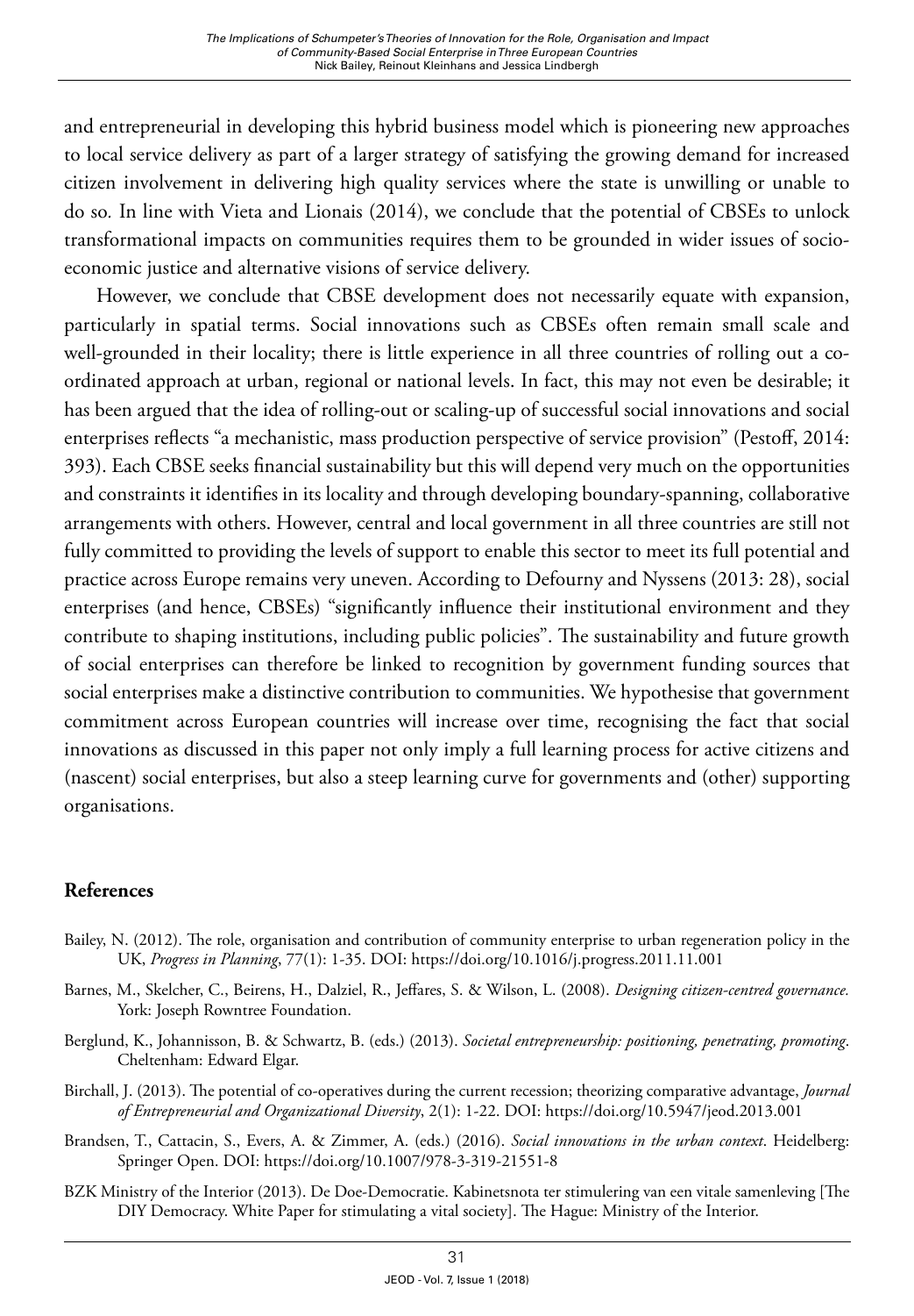and entrepreneurial in developing this hybrid business model which is pioneering new approaches to local service delivery as part of a larger strategy of satisfying the growing demand for increased citizen involvement in delivering high quality services where the state is unwilling or unable to do so. In line with Vieta and Lionais (2014), we conclude that the potential of CBSEs to unlock transformational impacts on communities requires them to be grounded in wider issues of socio-economic justice and alternative visions of service delivery.

However, we conclude that CBSE development does not necessarily equate with expansion, particularly in spatial terms. Social innovations such as CBSEs often remain small scale and well-grounded in their locality; there is little experience in all three countries of rolling out a co-ordinated approach at urban, regional or national levels. In fact, this may not even be desirable; it has been argued that the idea of rolling-out or scaling-up of successful social innovations and social enterprises reflects "a mechanistic, mass production perspective of service provision" (Pestoff, 2014: 393). Each CBSE seeks financial sustainability but this will depend very much on the opportunities and constraints it identifies in its locality and through developing boundary-spanning, collaborative arrangements with others. However, central and local government in all three countries are still not fully committed to providing the levels of support to enable this sector to meet its full potential and practice across Europe remains very uneven. According to Defourny and Nyssens (2013: 28), social enterprises (and hence, CBSEs) "significantly influence their institutional environment and they contribute to shaping institutions, including public policies". The sustainability and future growth of social enterprises can therefore be linked to recognition by government funding sources that social enterprises make a distinctive contribution to communities. We hypothesise that government commitment across European countries will increase over time, recognising the fact that social innovations as discussed in this paper not only imply a full learning process for active citizens and (nascent) social enterprises, but also a steep learning curve for governments and (other) supporting organisations.

## References

Bailey, N. (2012). The role, organisation and contribution of community enterprise to urban regeneration policy in the UK, *Progress in Planning*, 77(1): 1-35. DOI: https://doi.org/10.1016/j.progress.2011.11.001

Barnes, M., Skelcher, C., Beirens, H., Dalziel, R., Jeffares, S. & Wilson, L. (2008). *Designing citizen-centred governance.* York: Joseph Rowntree Foundation.

Berglund, K., Johannisson, B. & Schwartz, B. (eds.) (2013). *Societal entrepreneurship: positioning, penetrating, promoting*. Cheltenham: Edward Elgar.

Birchall, J. (2013). The potential of co-operatives during the current recession; theorizing comparative advantage, *Journal of Entrepreneurial and Organizational Diversity*, 2(1): 1-22. DOI: https://doi.org/10.5947/jeod.2013.001

Brandsen, T., Cattacin, S., Evers, A. & Zimmer, A. (eds.) (2016). *Social innovations in the urban context*. Heidelberg: Springer Open. DOI: https://doi.org/10.1007/978-3-319-21551-8

BZK Ministry of the Interior (2013). De Doe-Democratie. Kabinetsnota ter stimulering van een vitale samenleving [The DIY Democracy. White Paper for stimulating a vital society]. The Hague: Ministry of the Interior.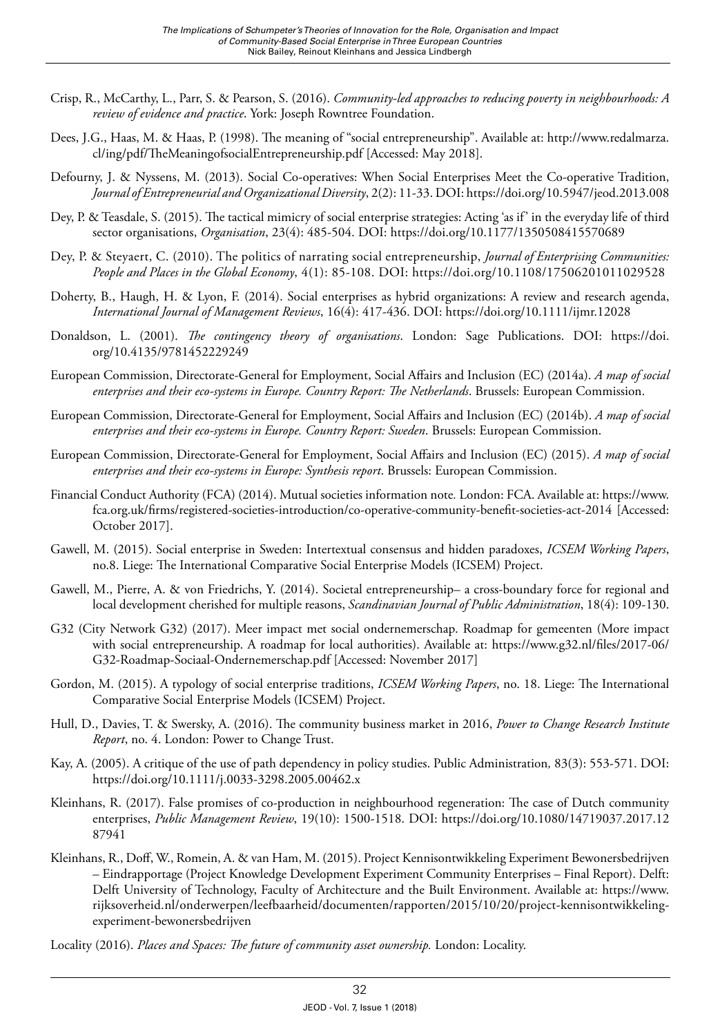Crisp, R., McCarthy, L., Parr, S. & Pearson, S. (2016). *Community-led approaches to reducing poverty in neighbourhoods: A review of evidence and practice*. York: Joseph Rowntree Foundation.

Dees, J.G., Haas, M. & Haas, P. (1998). The meaning of "social entrepreneurship". Available at: http://www.redalmarza.cl/ing/pdf/TheMeaningofsocialEntrepreneurship.pdf [Accessed: May 2018].

Defourny, J. & Nyssens, M. (2013). Social Co-operatives: When Social Enterprises Meet the Co-operative Tradition, *Journal of Entrepreneurial and Organizational Diversity*, 2(2): 11-33. DOI: https://doi.org/10.5947/jeod.2013.008

Dey, P. & Teasdale, S. (2015). The tactical mimicry of social enterprise strategies: Acting 'as if' in the everyday life of third sector organisations, *Organisation*, 23(4): 485-504. DOI: https://doi.org/10.1177/1350508415570689

Dey, P. & Steyaert, C. (2010). The politics of narrating social entrepreneurship, *Journal of Enterprising Communities: People and Places in the Global Economy*, 4(1): 85-108. DOI: https://doi.org/10.1108/17506201011029528

Doherty, B., Haugh, H. & Lyon, F. (2014). Social enterprises as hybrid organizations: A review and research agenda, *International Journal of Management Reviews*, 16(4): 417-436. DOI: https://doi.org/10.1111/ijmr.12028

Donaldson, L. (2001). *The contingency theory of organisations*. London: Sage Publications. DOI: https://doi.org/10.4135/9781452229249

European Commission, Directorate-General for Employment, Social Affairs and Inclusion (EC) (2014a). *A map of social enterprises and their eco-systems in Europe. Country Report: The Netherlands*. Brussels: European Commission.

European Commission, Directorate-General for Employment, Social Affairs and Inclusion (EC) (2014b). *A map of social enterprises and their eco-systems in Europe. Country Report: Sweden*. Brussels: European Commission.

European Commission, Directorate-General for Employment, Social Affairs and Inclusion (EC) (2015). *A map of social enterprises and their eco-systems in Europe: Synthesis report*. Brussels: European Commission.

Financial Conduct Authority (FCA) (2014). Mutual societies information note. London: FCA. Available at: https://www.fca.org.uk/firms/registered-societies-introduction/co-operative-community-benefit-societies-act-2014 [Accessed: October 2017].

Gawell, M. (2015). Social enterprise in Sweden: Intertextual consensus and hidden paradoxes, *ICSEM Working Papers*, no.8. Liege: The International Comparative Social Enterprise Models (ICSEM) Project.

Gawell, M., Pierre, A. & von Friedrichs, Y. (2014). Societal entrepreneurship– a cross-boundary force for regional and local development cherished for multiple reasons, *Scandinavian Journal of Public Administration*, 18(4): 109-130.

G32 (City Network G32) (2017). Meer impact met social ondernemerschap. Roadmap for gemeenten (More impact with social entrepreneurship. A roadmap for local authorities). Available at: https://www.g32.nl/files/2017-06/G32-Roadmap-Sociaal-Ondernemerschap.pdf [Accessed: November 2017]

Gordon, M. (2015). A typology of social enterprise traditions, *ICSEM Working Papers*, no. 18. Liege: The International Comparative Social Enterprise Models (ICSEM) Project.

Hull, D., Davies, T. & Swersky, A. (2016). The community business market in 2016, *Power to Change Research Institute Report*, no. 4. London: Power to Change Trust.

Kay, A. (2005). A critique of the use of path dependency in policy studies. Public Administration*,* 83(3): 553-571. DOI: https://doi.org/10.1111/j.0033-3298.2005.00462.x

Kleinhans, R. (2017). False promises of co-production in neighbourhood regeneration: The case of Dutch community enterprises, *Public Management Review*, 19(10): 1500-1518. DOI: https://doi.org/10.1080/14719037.2017.1287941

Kleinhans, R., Doff, W., Romein, A. & van Ham, M. (2015). Project Kennisontwikkeling Experiment Bewonersbedrijven – Eindrapportage (Project Knowledge Development Experiment Community Enterprises – Final Report). Delft: Delft University of Technology, Faculty of Architecture and the Built Environment. Available at: https://www.rijksoverheid.nl/onderwerpen/leefbaarheid/documenten/rapporten/2015/10/20/project-kennisontwikkeling-experiment-bewonersbedrijven

Locality (2016). *Places and Spaces: The future of community asset ownership.* London: Locality.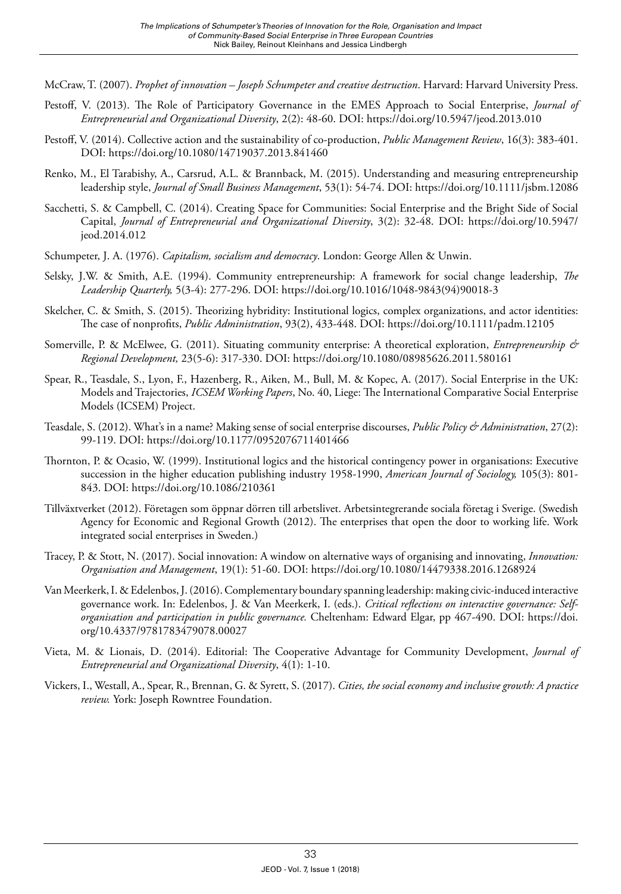McCraw, T. (2007). *Prophet of innovation – Joseph Schumpeter and creative destruction*. Harvard: Harvard University Press.

Pestoff, V. (2013). The Role of Participatory Governance in the EMES Approach to Social Enterprise, *Journal of Entrepreneurial and Organizational Diversity*, 2(2): 48-60. DOI: https://doi.org/10.5947/jeod.2013.010

Pestoff, V. (2014). Collective action and the sustainability of co-production, *Public Management Review*, 16(3): 383-401. DOI: https://doi.org/10.1080/14719037.2013.841460

Renko, M., El Tarabishy, A., Carsrud, A.L. & Brannback, M. (2015). Understanding and measuring entrepreneurship leadership style, *Journal of Small Business Management*, 53(1): 54-74. DOI: https://doi.org/10.1111/jsbm.12086

Sacchetti, S. & Campbell, C. (2014). Creating Space for Communities: Social Enterprise and the Bright Side of Social Capital, *Journal of Entrepreneurial and Organizational Diversity*, 3(2): 32-48. DOI: https://doi.org/10.5947/jeod.2014.012

Schumpeter, J. A. (1976). *Capitalism, socialism and democracy*. London: George Allen & Unwin.

Selsky, J.W. & Smith, A.E. (1994). Community entrepreneurship: A framework for social change leadership, *The Leadership Quarterly,* 5(3-4): 277-296. DOI: https://doi.org/10.1016/1048-9843(94)90018-3

Skelcher, C. & Smith, S. (2015). Theorizing hybridity: Institutional logics, complex organizations, and actor identities: The case of nonprofits, *Public Administration*, 93(2), 433-448. DOI: https://doi.org/10.1111/padm.12105

Somerville, P. & McElwee, G. (2011). Situating community enterprise: A theoretical exploration, *Entrepreneurship & Regional Development,* 23(5-6): 317-330. DOI: https://doi.org/10.1080/08985626.2011.580161

Spear, R., Teasdale, S., Lyon, F., Hazenberg, R., Aiken, M., Bull, M. & Kopec, A. (2017). Social Enterprise in the UK: Models and Trajectories, *ICSEM Working Papers*, No. 40, Liege: The International Comparative Social Enterprise Models (ICSEM) Project.

Teasdale, S. (2012). What's in a name? Making sense of social enterprise discourses, *Public Policy & Administration*, 27(2): 99-119. DOI: https://doi.org/10.1177/0952076711401466

Thornton, P. & Ocasio, W. (1999). Institutional logics and the historical contingency power in organisations: Executive succession in the higher education publishing industry 1958-1990, *American Journal of Sociology,* 105(3): 801-843. DOI: https://doi.org/10.1086/210361

Tillväxtverket (2012). Företagen som öppnar dörren till arbetslivet. Arbetsintegrerande sociala företag i Sverige. (Swedish Agency for Economic and Regional Growth (2012). The enterprises that open the door to working life. Work integrated social enterprises in Sweden.)

Tracey, P. & Stott, N. (2017). Social innovation: A window on alternative ways of organising and innovating, *Innovation: Organisation and Management*, 19(1): 51-60. DOI: https://doi.org/10.1080/14479338.2016.1268924

Van Meerkerk, I. & Edelenbos, J. (2016). Complementary boundary spanning leadership: making civic-induced interactive governance work. In: Edelenbos, J. & Van Meerkerk, I. (eds.). *Critical reflections on interactive governance: Self-organisation and participation in public governance.* Cheltenham: Edward Elgar, pp 467-490. DOI: https://doi.org/10.4337/9781783479078.00027

Vieta, M. & Lionais, D. (2014). Editorial: The Cooperative Advantage for Community Development, *Journal of Entrepreneurial and Organizational Diversity*, 4(1): 1-10.

Vickers, I., Westall, A., Spear, R., Brennan, G. & Syrett, S. (2017). *Cities, the social economy and inclusive growth: A practice review.* York: Joseph Rowntree Foundation.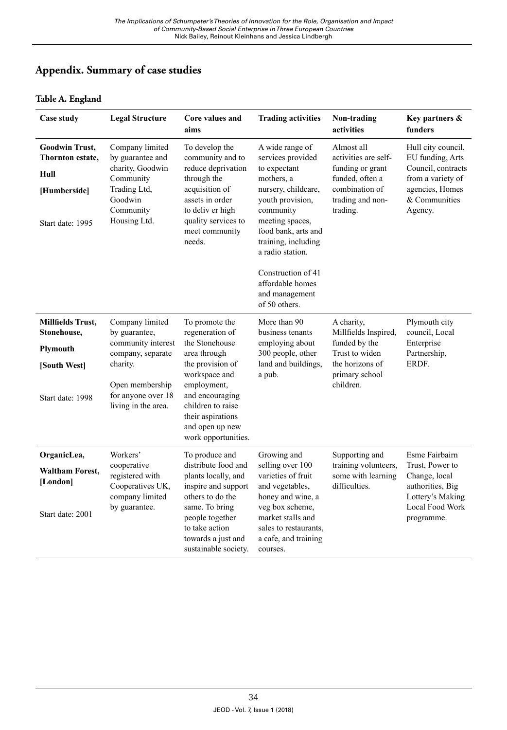## Appendix. Summary of case studies

### Table A. England

| Case study | Legal Structure | Core values and aims | Trading activities | Non-trading activities | Key partners & funders |
|---|---|---|---|---|---|
| **Goodwin Trust, Thornton estate, Hull [Humberside]** Start date: 1995 | Company limited by guarantee and charity, Goodwin Community Trading Ltd, Goodwin Community Housing Ltd. | To develop the community and to reduce deprivation through the acquisition of assets in order to deliv er high quality services to meet community needs. | A wide range of services provided to expectant mothers, a nursery, childcare, youth provision, community meeting spaces, food bank, arts and training, including a radio station. Construction of 41 affordable homes and management of 50 others. | Almost all activities are self-funding or grant funded, often a combination of trading and non-trading. | Hull city council, EU funding, Arts Council, contracts from a variety of agencies, Homes & Communities Agency. |
| **Millfields Trust, Stonehouse, Plymouth [South West]** Start date: 1998 | Company limited by guarantee, community interest company, separate charity. Open membership for anyone over 18 living in the area. | To promote the regeneration of the Stonehouse area through the provision of workspace and employment, and encouraging children to raise their aspirations and open up new work opportunities. | More than 90 business tenants employing about 300 people, other land and buildings, a pub. | A charity, Millfields Inspired, funded by the Trust to widen the horizons of primary school children. | Plymouth city council, Local Enterprise Partnership, ERDF. |
| **OrganicLea, Waltham Forest, [London]** Start date: 2001 | Workers' cooperative registered with Cooperatives UK, company limited by guarantee. | To produce and distribute food and plants locally, and inspire and support others to do the same. To bring people together to take action towards a just and sustainable society. | Growing and selling over 100 varieties of fruit and vegetables, honey and wine, a veg box scheme, market stalls and sales to restaurants, a cafe, and training courses. | Supporting and training volunteers, some with learning difficulties. | Esme Fairbairn Trust, Power to Change, local authorities, Big Lottery's Making Local Food Work programme. |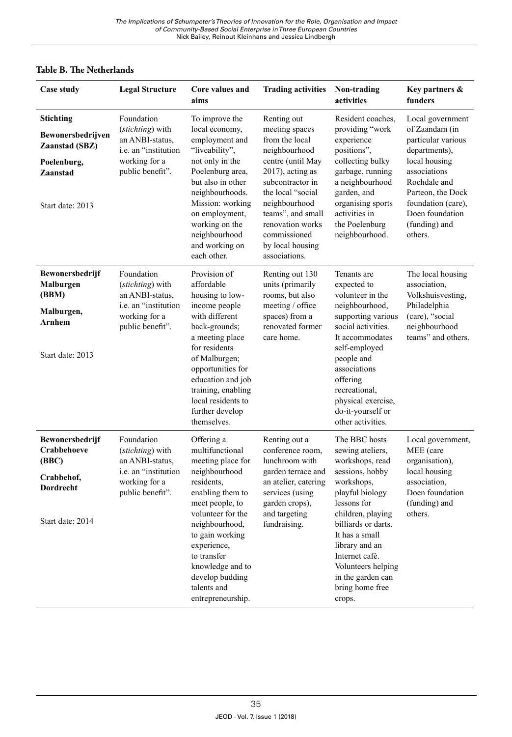**Table B. The Netherlands**

| Case study | Legal Structure | Core values and aims | Trading activities | Non-trading activities | Key partners & funders |
|---|---|---|---|---|---|
| **Stichting Bewonersbedrijven Zaanstad (SBZ)**<br><br>**Poelenburg, Zaanstad**<br><br>Start date: 2013 | Foundation (*stichting*) with an ANBI-status, i.e. an "institution working for a public benefit". | To improve the local economy, employment and "liveability", not only in the Poelenburg area, but also in other neighbourhoods. Mission: working on employment, working on the neighbourhood and working on each other. | Renting out meeting spaces from the local neighbourhood centre (until May 2017), acting as subcontractor in the local "social neighbourhood teams", and small renovation works commissioned by local housing associations. | Resident coaches, providing "work experience positions", collecting bulky garbage, running a neighbourhood garden, and organising sports activities in the Poelenburg neighbourhood. | Local government of Zaandam (in particular various departments), local housing associations Rochdale and Parteon, the Dock foundation (care), Doen foundation (funding) and others. |
| **Bewonersbedrijf Malburgen (BBM)**<br><br>**Malburgen, Arnhem**<br><br>Start date: 2013 | Foundation (*stichting*) with an ANBI-status, i.e. an "institution working for a public benefit". | Provision of affordable housing to low-income people with different back-grounds; a meeting place for residents of Malburgen; opportunities for education and job training, enabling local residents to further develop themselves. | Renting out 130 units (primarily rooms, but also meeting / office spaces) from a renovated former care home. | Tenants are expected to volunteer in the neighbourhood, supporting various social activities. It accommodates self-employed people and associations offering recreational, physical exercise, do-it-yourself or other activities. | The local housing association, Volkshuisvesting, Philadelphia (care), "social neighbourhood teams" and others. |
| **Bewonersbedrijf Crabbehoeve (BBC)**<br><br>**Crabbehof, Dordrecht**<br><br>Start date: 2014 | Foundation (*stichting*) with an ANBI-status, i.e. an "institution working for a public benefit". | Offering a multifunctional meeting place for neighbourhood residents, enabling them to meet people, to volunteer for the neighbourhood, to gain working experience, to transfer knowledge and to develop budding talents and entrepreneurship. | Renting out a conference room, lunchroom with garden terrace and an atelier, catering services (using garden crops), and targeting fundraising. | The BBC hosts sewing ateliers, workshops, read sessions, hobby workshops, playful biology lessons for children, playing billiards or darts. It has a small library and an Internet café. Volunteers helping in the garden can bring home free crops. | Local government, MEE (care organisation), local housing association, Doen foundation (funding) and others. |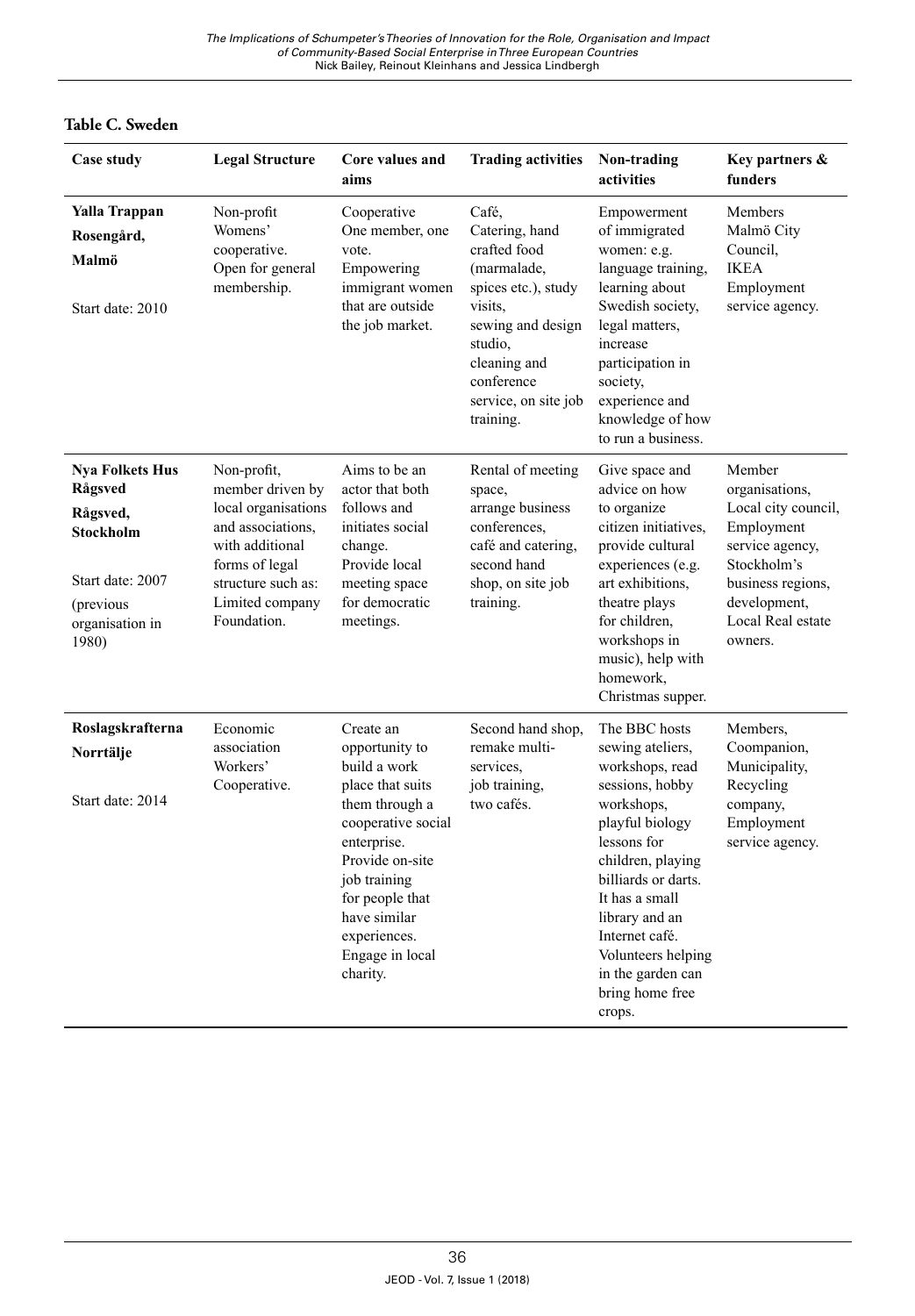**Table C. Sweden**

| Case study | Legal Structure | Core values and aims | Trading activities | Non-trading activities | Key partners & funders |
|---|---|---|---|---|---|
| **Yalla Trappan Rosengård, Malmö** Start date: 2010 | Non-profit Womens' cooperative. Open for general membership. | Cooperative One member, one vote. Empowering immigrant women that are outside the job market. | Café, Catering, hand crafted food (marmalade, spices etc.), study visits, sewing and design studio, cleaning and conference service, on site job training. | Empowerment of immigrated women: e.g. language training, learning about Swedish society, legal matters, increase participation in society, experience and knowledge of how to run a business. | Members Malmö City Council, IKEA Employment service agency. |
| **Nya Folkets Hus Rågsved Rågsved, Stockholm** Start date: 2007 (previous organisation in 1980) | Non-profit, member driven by local organisations and associations, with additional forms of legal structure such as: Limited company Foundation. | Aims to be an actor that both follows and initiates social change. Provide local meeting space for democratic meetings. | Rental of meeting space, arrange business conferences, café and catering, second hand shop, on site job training. | Give space and advice on how to organize citizen initiatives, provide cultural experiences (e.g. art exhibitions, theatre plays for children, workshops in music), help with homework, Christmas supper. | Member organisations, Local city council, Employment service agency, Stockholm's business regions, development, Local Real estate owners. |
| **Roslagskrafterna Norrtälje** Start date: 2014 | Economic association Workers' Cooperative. | Create an opportunity to build a work place that suits them through a cooperative social enterprise. Provide on-site job training for people that have similar experiences. Engage in local charity. | Second hand shop, remake multi-services, job training, two cafés. | The BBC hosts sewing ateliers, workshops, read sessions, hobby workshops, playful biology lessons for children, playing billiards or darts. It has a small library and an Internet café. Volunteers helping in the garden can bring home free crops. | Members, Coompanion, Municipality, Recycling company, Employment service agency. |